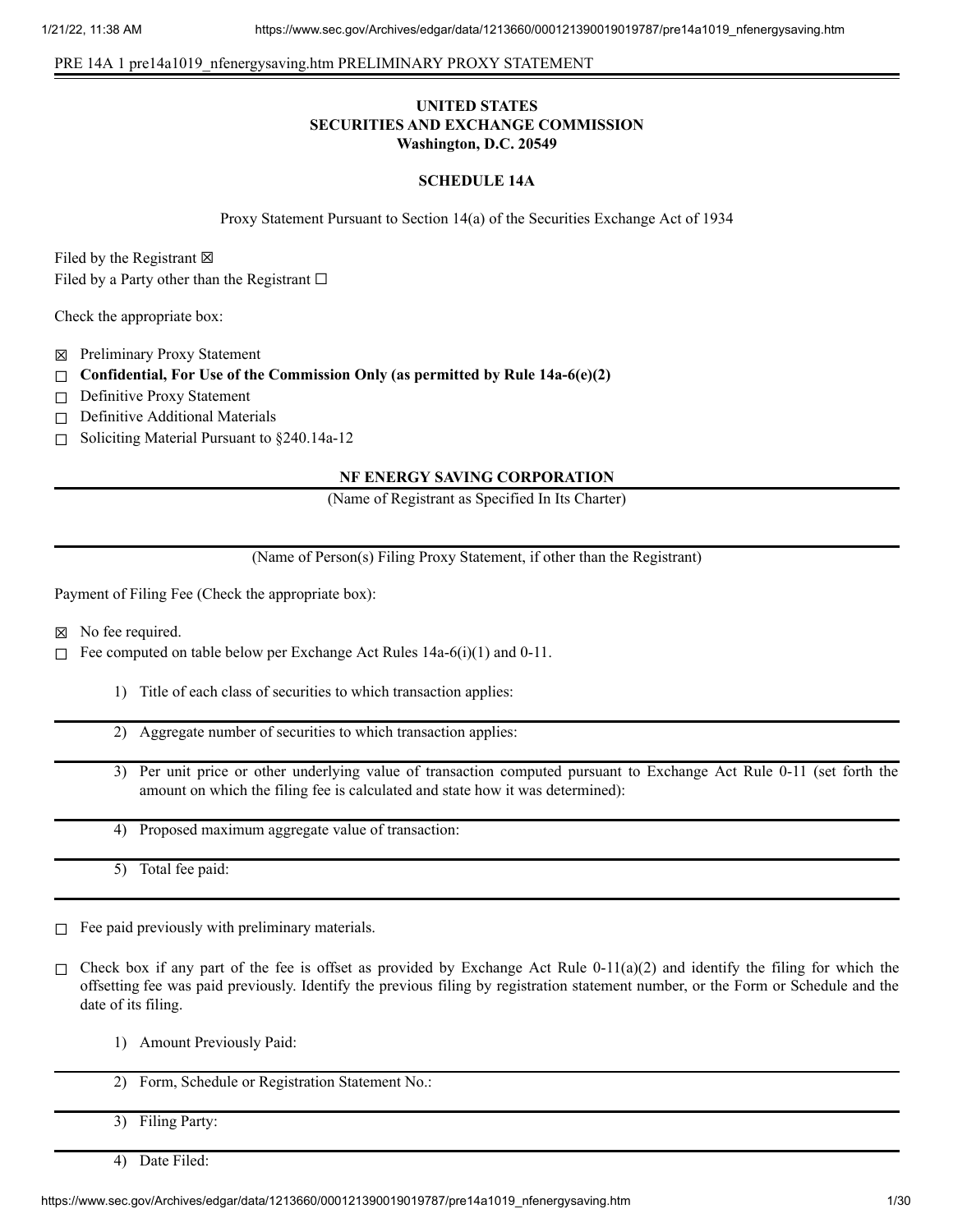PRE 14A 1 pre14a1019_nfenergysaving.htm PRELIMINARY PROXY STATEMENT

**UNITED STATES**
**SECURITIES AND EXCHANGE COMMISSION**
**Washington, D.C. 20549**

**SCHEDULE 14A**

Proxy Statement Pursuant to Section 14(a) of the Securities Exchange Act of 1934

Filed by the Registrant ☒
Filed by a Party other than the Registrant ☐

Check the appropriate box:

☒ Preliminary Proxy Statement
☐ **Confidential, For Use of the Commission Only (as permitted by Rule 14a-6(e)(2)**
☐ Definitive Proxy Statement
☐ Definitive Additional Materials
☐ Soliciting Material Pursuant to §240.14a-12

**NF ENERGY SAVING CORPORATION**

(Name of Registrant as Specified In Its Charter)

(Name of Person(s) Filing Proxy Statement, if other than the Registrant)

Payment of Filing Fee (Check the appropriate box):

☒ No fee required.
☐ Fee computed on table below per Exchange Act Rules 14a-6(i)(1) and 0-11.

1) Title of each class of securities to which transaction applies:

2) Aggregate number of securities to which transaction applies:

3) Per unit price or other underlying value of transaction computed pursuant to Exchange Act Rule 0-11 (set forth the amount on which the filing fee is calculated and state how it was determined):

4) Proposed maximum aggregate value of transaction:

5) Total fee paid:

☐ Fee paid previously with preliminary materials.

☐ Check box if any part of the fee is offset as provided by Exchange Act Rule 0-11(a)(2) and identify the filing for which the offsetting fee was paid previously. Identify the previous filing by registration statement number, or the Form or Schedule and the date of its filing.

1) Amount Previously Paid:

2) Form, Schedule or Registration Statement No.:

3) Filing Party:

4) Date Filed: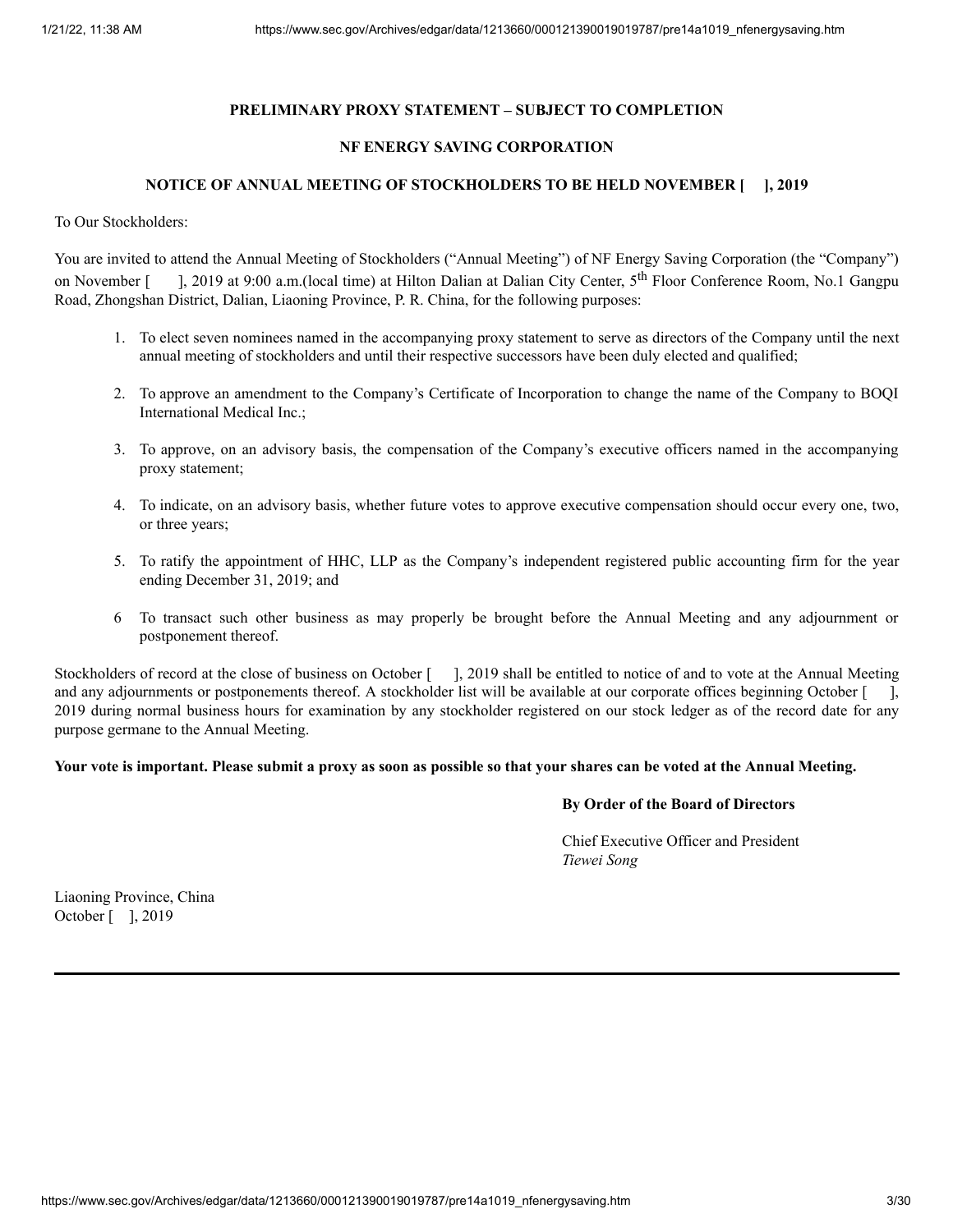**PRELIMINARY PROXY STATEMENT – SUBJECT TO COMPLETION**

**NF ENERGY SAVING CORPORATION**

**NOTICE OF ANNUAL MEETING OF STOCKHOLDERS TO BE HELD NOVEMBER [    ], 2019**

To Our Stockholders:

You are invited to attend the Annual Meeting of Stockholders ("Annual Meeting") of NF Energy Saving Corporation (the "Company") on November [    ], 2019 at 9:00 a.m.(local time) at Hilton Dalian at Dalian City Center, 5th Floor Conference Room, No.1 Gangpu Road, Zhongshan District, Dalian, Liaoning Province, P. R. China, for the following purposes:

1. To elect seven nominees named in the accompanying proxy statement to serve as directors of the Company until the next annual meeting of stockholders and until their respective successors have been duly elected and qualified;
2. To approve an amendment to the Company's Certificate of Incorporation to change the name of the Company to BOQI International Medical Inc.;
3. To approve, on an advisory basis, the compensation of the Company's executive officers named in the accompanying proxy statement;
4. To indicate, on an advisory basis, whether future votes to approve executive compensation should occur every one, two, or three years;
5. To ratify the appointment of HHC, LLP as the Company's independent registered public accounting firm for the year ending December 31, 2019; and
6. To transact such other business as may properly be brought before the Annual Meeting and any adjournment or postponement thereof.

Stockholders of record at the close of business on October [    ], 2019 shall be entitled to notice of and to vote at the Annual Meeting and any adjournments or postponements thereof. A stockholder list will be available at our corporate offices beginning October [    ], 2019 during normal business hours for examination by any stockholder registered on our stock ledger as of the record date for any purpose germane to the Annual Meeting.

**Your vote is important. Please submit a proxy as soon as possible so that your shares can be voted at the Annual Meeting.**

**By Order of the Board of Directors**

Chief Executive Officer and President
*Tiewei Song*

Liaoning Province, China
October [   ], 2019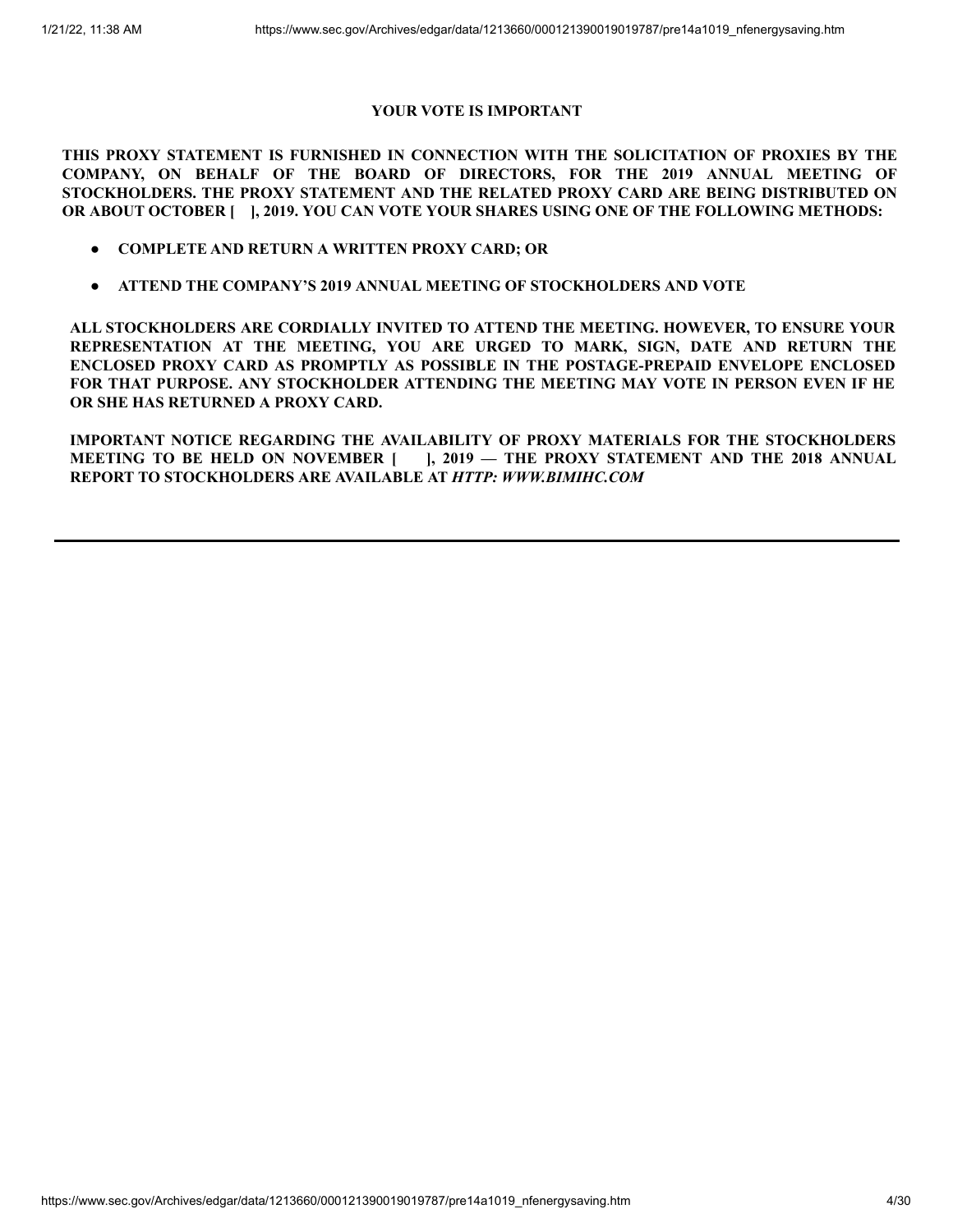**YOUR VOTE IS IMPORTANT**

**THIS PROXY STATEMENT IS FURNISHED IN CONNECTION WITH THE SOLICITATION OF PROXIES BY THE COMPANY, ON BEHALF OF THE BOARD OF DIRECTORS, FOR THE 2019 ANNUAL MEETING OF STOCKHOLDERS. THE PROXY STATEMENT AND THE RELATED PROXY CARD ARE BEING DISTRIBUTED ON OR ABOUT OCTOBER [ ], 2019. YOU CAN VOTE YOUR SHARES USING ONE OF THE FOLLOWING METHODS:**

- **COMPLETE AND RETURN A WRITTEN PROXY CARD; OR**
- **ATTEND THE COMPANY'S 2019 ANNUAL MEETING OF STOCKHOLDERS AND VOTE**

**ALL STOCKHOLDERS ARE CORDIALLY INVITED TO ATTEND THE MEETING. HOWEVER, TO ENSURE YOUR REPRESENTATION AT THE MEETING, YOU ARE URGED TO MARK, SIGN, DATE AND RETURN THE ENCLOSED PROXY CARD AS PROMPTLY AS POSSIBLE IN THE POSTAGE-PREPAID ENVELOPE ENCLOSED FOR THAT PURPOSE. ANY STOCKHOLDER ATTENDING THE MEETING MAY VOTE IN PERSON EVEN IF HE OR SHE HAS RETURNED A PROXY CARD.**

**IMPORTANT NOTICE REGARDING THE AVAILABILITY OF PROXY MATERIALS FOR THE STOCKHOLDERS MEETING TO BE HELD ON NOVEMBER [ ], 2019 — THE PROXY STATEMENT AND THE 2018 ANNUAL REPORT TO STOCKHOLDERS ARE AVAILABLE AT *HTTP: WWW.BIMIHC.COM***

---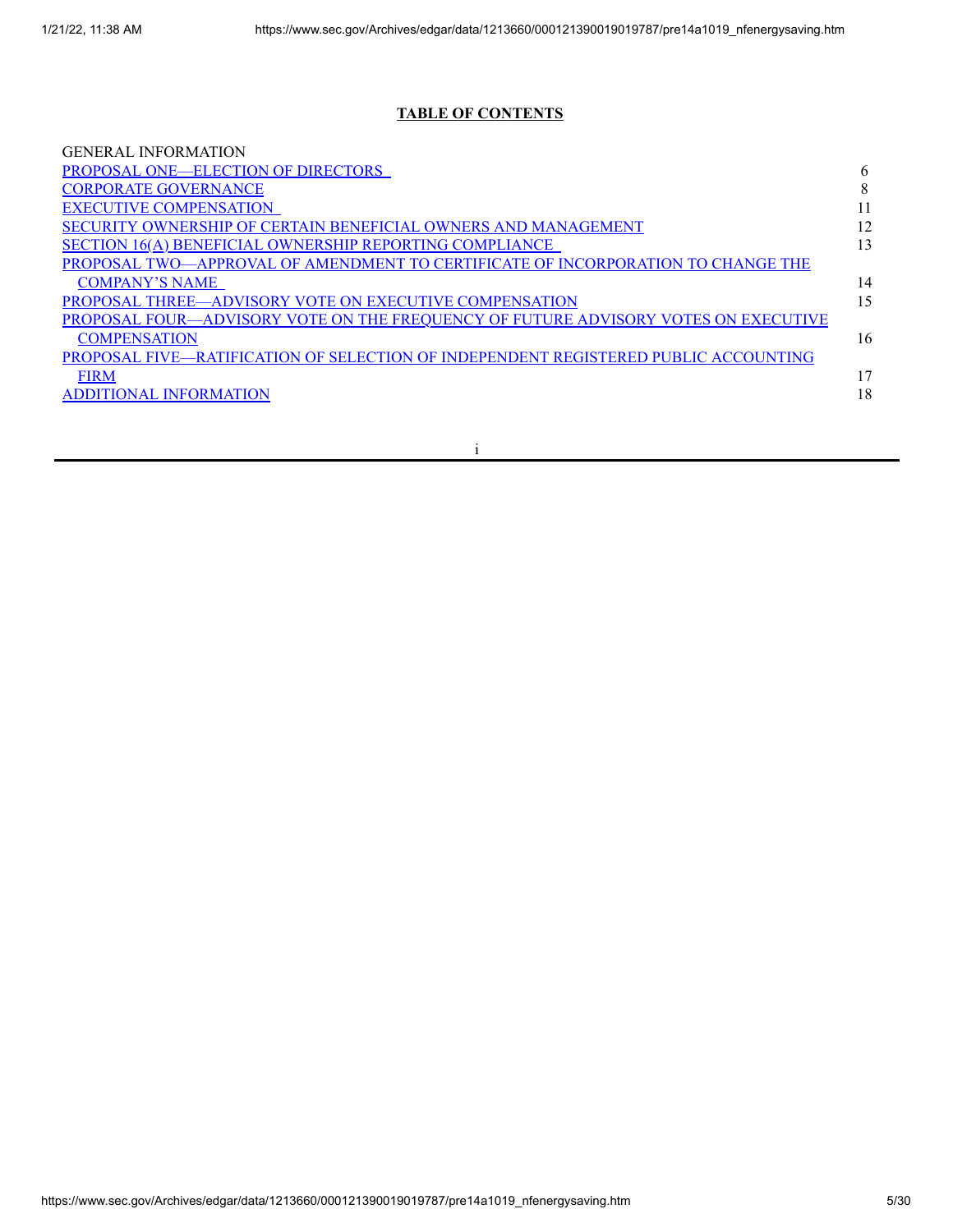## TABLE OF CONTENTS

| | |
|---|---|
| GENERAL INFORMATION | |
| PROPOSAL ONE—ELECTION OF DIRECTORS | 6 |
| CORPORATE GOVERNANCE | 8 |
| EXECUTIVE COMPENSATION | 11 |
| SECURITY OWNERSHIP OF CERTAIN BENEFICIAL OWNERS AND MANAGEMENT | 12 |
| SECTION 16(A) BENEFICIAL OWNERSHIP REPORTING COMPLIANCE | 13 |
| PROPOSAL TWO—APPROVAL OF AMENDMENT TO CERTIFICATE OF INCORPORATION TO CHANGE THE COMPANY'S NAME | 14 |
| PROPOSAL THREE—ADVISORY VOTE ON EXECUTIVE COMPENSATION | 15 |
| PROPOSAL FOUR—ADVISORY VOTE ON THE FREQUENCY OF FUTURE ADVISORY VOTES ON EXECUTIVE COMPENSATION | 16 |
| PROPOSAL FIVE—RATIFICATION OF SELECTION OF INDEPENDENT REGISTERED PUBLIC ACCOUNTING FIRM | 17 |
| ADDITIONAL INFORMATION | 18 |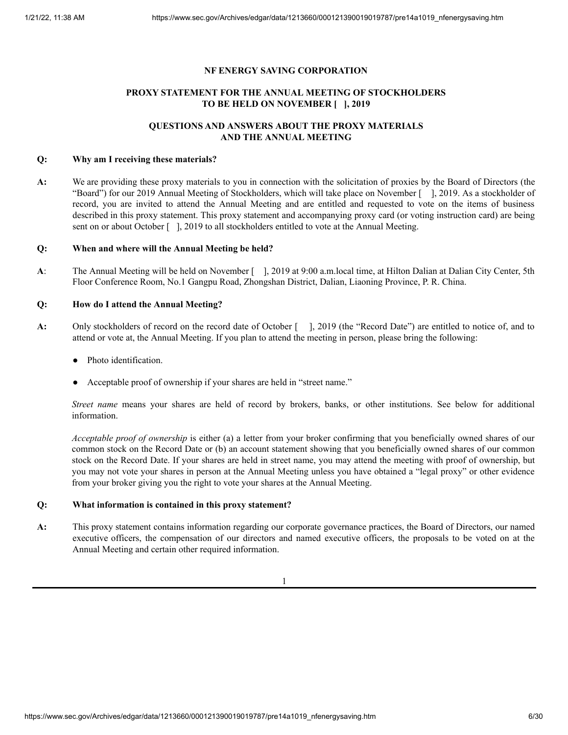**NF ENERGY SAVING CORPORATION**

**PROXY STATEMENT FOR THE ANNUAL MEETING OF STOCKHOLDERS TO BE HELD ON NOVEMBER [ ], 2019**

**QUESTIONS AND ANSWERS ABOUT THE PROXY MATERIALS AND THE ANNUAL MEETING**

**Q: Why am I receiving these materials?**

**A:** We are providing these proxy materials to you in connection with the solicitation of proxies by the Board of Directors (the "Board") for our 2019 Annual Meeting of Stockholders, which will take place on November [ ], 2019. As a stockholder of record, you are invited to attend the Annual Meeting and are entitled and requested to vote on the items of business described in this proxy statement. This proxy statement and accompanying proxy card (or voting instruction card) are being sent on or about October [ ], 2019 to all stockholders entitled to vote at the Annual Meeting.

**Q: When and where will the Annual Meeting be held?**

**A**: The Annual Meeting will be held on November [ ], 2019 at 9:00 a.m.local time, at Hilton Dalian at Dalian City Center, 5th Floor Conference Room, No.1 Gangpu Road, Zhongshan District, Dalian, Liaoning Province, P. R. China.

**Q: How do I attend the Annual Meeting?**

**A:** Only stockholders of record on the record date of October [ ], 2019 (the "Record Date") are entitled to notice of, and to attend or vote at, the Annual Meeting. If you plan to attend the meeting in person, please bring the following:

- Photo identification.
- Acceptable proof of ownership if your shares are held in "street name."

*Street name* means your shares are held of record by brokers, banks, or other institutions. See below for additional information.

*Acceptable proof of ownership* is either (a) a letter from your broker confirming that you beneficially owned shares of our common stock on the Record Date or (b) an account statement showing that you beneficially owned shares of our common stock on the Record Date. If your shares are held in street name, you may attend the meeting with proof of ownership, but you may not vote your shares in person at the Annual Meeting unless you have obtained a "legal proxy" or other evidence from your broker giving you the right to vote your shares at the Annual Meeting.

**Q: What information is contained in this proxy statement?**

**A:** This proxy statement contains information regarding our corporate governance practices, the Board of Directors, our named executive officers, the compensation of our directors and named executive officers, the proposals to be voted on at the Annual Meeting and certain other required information.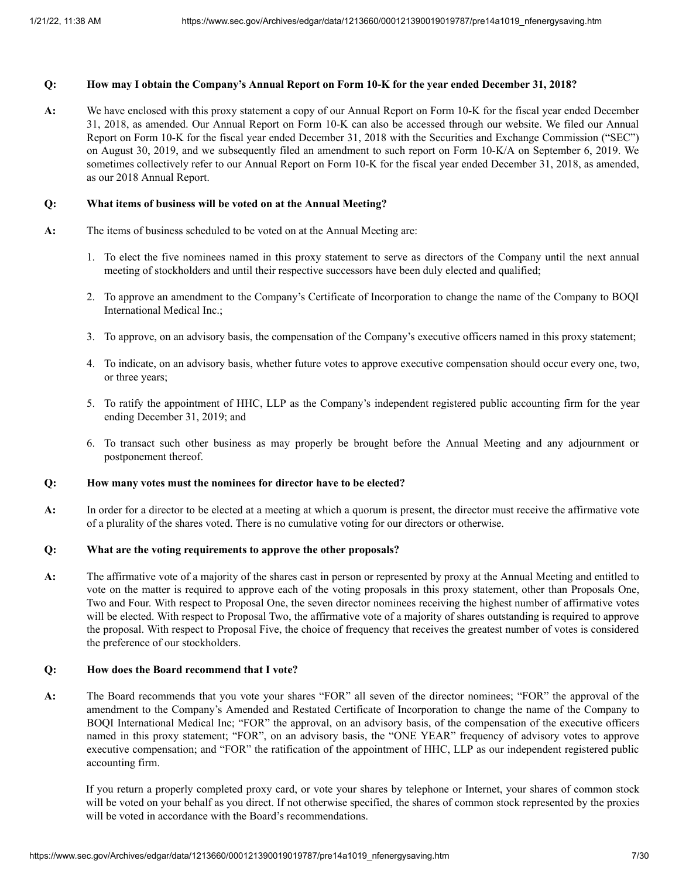**Q: How may I obtain the Company's Annual Report on Form 10-K for the year ended December 31, 2018?**

**A:** We have enclosed with this proxy statement a copy of our Annual Report on Form 10-K for the fiscal year ended December 31, 2018, as amended. Our Annual Report on Form 10-K can also be accessed through our website. We filed our Annual Report on Form 10-K for the fiscal year ended December 31, 2018 with the Securities and Exchange Commission ("SEC") on August 30, 2019, and we subsequently filed an amendment to such report on Form 10-K/A on September 6, 2019. We sometimes collectively refer to our Annual Report on Form 10-K for the fiscal year ended December 31, 2018, as amended, as our 2018 Annual Report.

**Q: What items of business will be voted on at the Annual Meeting?**

**A:** The items of business scheduled to be voted on at the Annual Meeting are:

1. To elect the five nominees named in this proxy statement to serve as directors of the Company until the next annual meeting of stockholders and until their respective successors have been duly elected and qualified;
2. To approve an amendment to the Company's Certificate of Incorporation to change the name of the Company to BOQI International Medical Inc.;
3. To approve, on an advisory basis, the compensation of the Company's executive officers named in this proxy statement;
4. To indicate, on an advisory basis, whether future votes to approve executive compensation should occur every one, two, or three years;
5. To ratify the appointment of HHC, LLP as the Company's independent registered public accounting firm for the year ending December 31, 2019; and
6. To transact such other business as may properly be brought before the Annual Meeting and any adjournment or postponement thereof.

**Q: How many votes must the nominees for director have to be elected?**

**A:** In order for a director to be elected at a meeting at which a quorum is present, the director must receive the affirmative vote of a plurality of the shares voted. There is no cumulative voting for our directors or otherwise.

**Q: What are the voting requirements to approve the other proposals?**

**A:** The affirmative vote of a majority of the shares cast in person or represented by proxy at the Annual Meeting and entitled to vote on the matter is required to approve each of the voting proposals in this proxy statement, other than Proposals One, Two and Four. With respect to Proposal One, the seven director nominees receiving the highest number of affirmative votes will be elected. With respect to Proposal Two, the affirmative vote of a majority of shares outstanding is required to approve the proposal. With respect to Proposal Five, the choice of frequency that receives the greatest number of votes is considered the preference of our stockholders.

**Q: How does the Board recommend that I vote?**

**A:** The Board recommends that you vote your shares "FOR" all seven of the director nominees; "FOR" the approval of the amendment to the Company's Amended and Restated Certificate of Incorporation to change the name of the Company to BOQI International Medical Inc; "FOR" the approval, on an advisory basis, of the compensation of the executive officers named in this proxy statement; "FOR", on an advisory basis, the "ONE YEAR" frequency of advisory votes to approve executive compensation; and "FOR" the ratification of the appointment of HHC, LLP as our independent registered public accounting firm.

If you return a properly completed proxy card, or vote your shares by telephone or Internet, your shares of common stock will be voted on your behalf as you direct. If not otherwise specified, the shares of common stock represented by the proxies will be voted in accordance with the Board's recommendations.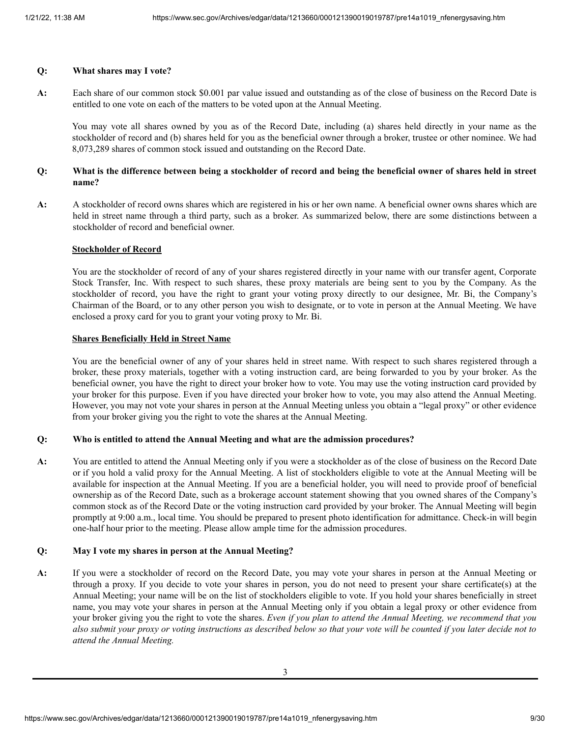**Q: What shares may I vote?**

**A:** Each share of our common stock $0.001 par value issued and outstanding as of the close of business on the Record Date is entitled to one vote on each of the matters to be voted upon at the Annual Meeting.

You may vote all shares owned by you as of the Record Date, including (a) shares held directly in your name as the stockholder of record and (b) shares held for you as the beneficial owner through a broker, trustee or other nominee. We had 8,073,289 shares of common stock issued and outstanding on the Record Date.

**Q: What is the difference between being a stockholder of record and being the beneficial owner of shares held in street name?**

**A:** A stockholder of record owns shares which are registered in his or her own name. A beneficial owner owns shares which are held in street name through a third party, such as a broker. As summarized below, there are some distinctions between a stockholder of record and beneficial owner.

**Stockholder of Record**

You are the stockholder of record of any of your shares registered directly in your name with our transfer agent, Corporate Stock Transfer, Inc. With respect to such shares, these proxy materials are being sent to you by the Company. As the stockholder of record, you have the right to grant your voting proxy directly to our designee, Mr. Bi, the Company's Chairman of the Board, or to any other person you wish to designate, or to vote in person at the Annual Meeting. We have enclosed a proxy card for you to grant your voting proxy to Mr. Bi.

**Shares Beneficially Held in Street Name**

You are the beneficial owner of any of your shares held in street name. With respect to such shares registered through a broker, these proxy materials, together with a voting instruction card, are being forwarded to you by your broker. As the beneficial owner, you have the right to direct your broker how to vote. You may use the voting instruction card provided by your broker for this purpose. Even if you have directed your broker how to vote, you may also attend the Annual Meeting. However, you may not vote your shares in person at the Annual Meeting unless you obtain a "legal proxy" or other evidence from your broker giving you the right to vote the shares at the Annual Meeting.

**Q: Who is entitled to attend the Annual Meeting and what are the admission procedures?**

**A:** You are entitled to attend the Annual Meeting only if you were a stockholder as of the close of business on the Record Date or if you hold a valid proxy for the Annual Meeting. A list of stockholders eligible to vote at the Annual Meeting will be available for inspection at the Annual Meeting. If you are a beneficial holder, you will need to provide proof of beneficial ownership as of the Record Date, such as a brokerage account statement showing that you owned shares of the Company's common stock as of the Record Date or the voting instruction card provided by your broker. The Annual Meeting will begin promptly at 9:00 a.m., local time. You should be prepared to present photo identification for admittance. Check-in will begin one-half hour prior to the meeting. Please allow ample time for the admission procedures.

**Q: May I vote my shares in person at the Annual Meeting?**

**A:** If you were a stockholder of record on the Record Date, you may vote your shares in person at the Annual Meeting or through a proxy. If you decide to vote your shares in person, you do not need to present your share certificate(s) at the Annual Meeting; your name will be on the list of stockholders eligible to vote. If you hold your shares beneficially in street name, you may vote your shares in person at the Annual Meeting only if you obtain a legal proxy or other evidence from your broker giving you the right to vote the shares. *Even if you plan to attend the Annual Meeting, we recommend that you also submit your proxy or voting instructions as described below so that your vote will be counted if you later decide not to attend the Annual Meeting.*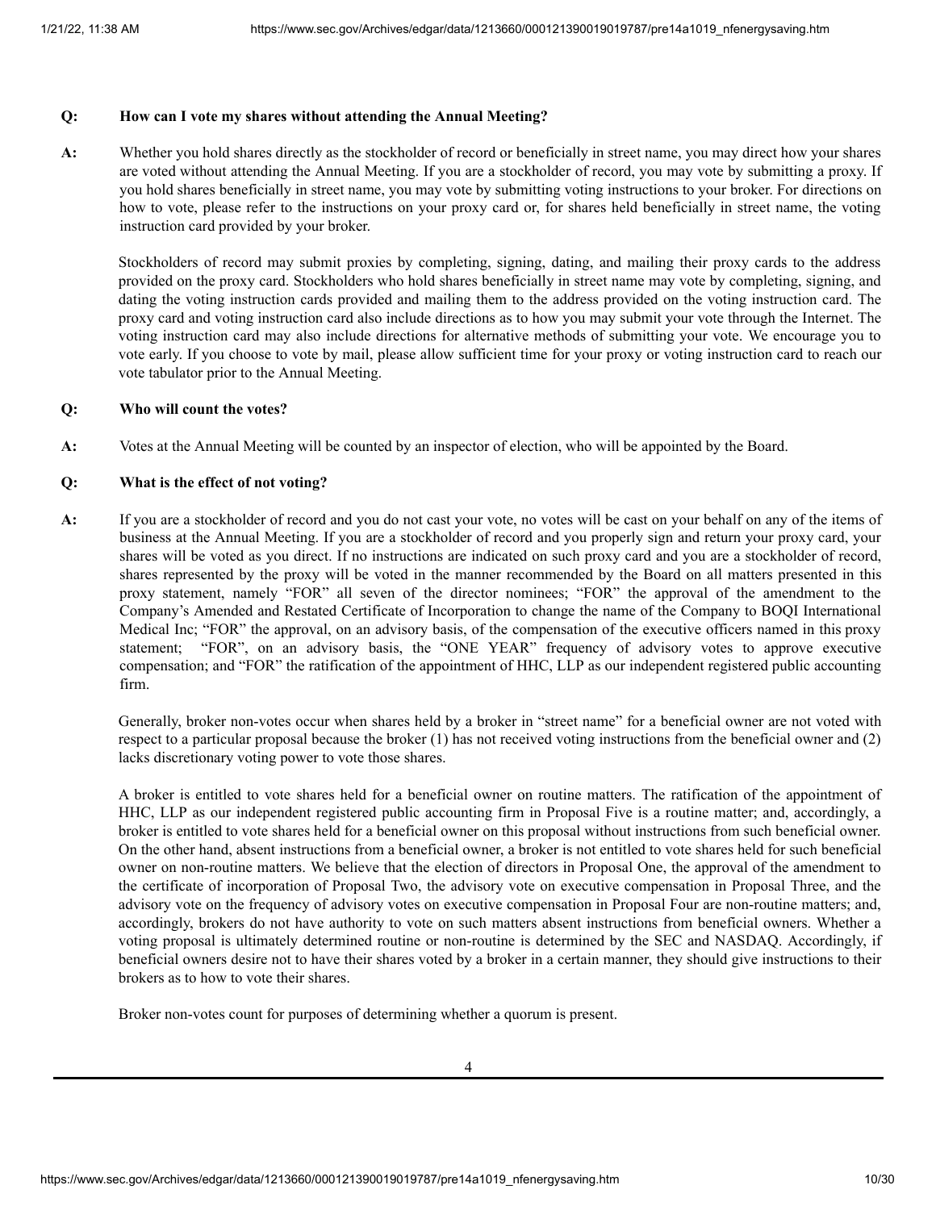**Q: How can I vote my shares without attending the Annual Meeting?**

**A:** Whether you hold shares directly as the stockholder of record or beneficially in street name, you may direct how your shares are voted without attending the Annual Meeting. If you are a stockholder of record, you may vote by submitting a proxy. If you hold shares beneficially in street name, you may vote by submitting voting instructions to your broker. For directions on how to vote, please refer to the instructions on your proxy card or, for shares held beneficially in street name, the voting instruction card provided by your broker.

Stockholders of record may submit proxies by completing, signing, dating, and mailing their proxy cards to the address provided on the proxy card. Stockholders who hold shares beneficially in street name may vote by completing, signing, and dating the voting instruction cards provided and mailing them to the address provided on the voting instruction card. The proxy card and voting instruction card also include directions as to how you may submit your vote through the Internet. The voting instruction card may also include directions for alternative methods of submitting your vote. We encourage you to vote early. If you choose to vote by mail, please allow sufficient time for your proxy or voting instruction card to reach our vote tabulator prior to the Annual Meeting.

**Q: Who will count the votes?**

**A:** Votes at the Annual Meeting will be counted by an inspector of election, who will be appointed by the Board.

**Q: What is the effect of not voting?**

**A:** If you are a stockholder of record and you do not cast your vote, no votes will be cast on your behalf on any of the items of business at the Annual Meeting. If you are a stockholder of record and you properly sign and return your proxy card, your shares will be voted as you direct. If no instructions are indicated on such proxy card and you are a stockholder of record, shares represented by the proxy will be voted in the manner recommended by the Board on all matters presented in this proxy statement, namely "FOR" all seven of the director nominees; "FOR" the approval of the amendment to the Company's Amended and Restated Certificate of Incorporation to change the name of the Company to BOQI International Medical Inc; "FOR" the approval, on an advisory basis, of the compensation of the executive officers named in this proxy statement; "FOR", on an advisory basis, the "ONE YEAR" frequency of advisory votes to approve executive compensation; and "FOR" the ratification of the appointment of HHC, LLP as our independent registered public accounting firm.

Generally, broker non-votes occur when shares held by a broker in "street name" for a beneficial owner are not voted with respect to a particular proposal because the broker (1) has not received voting instructions from the beneficial owner and (2) lacks discretionary voting power to vote those shares.

A broker is entitled to vote shares held for a beneficial owner on routine matters. The ratification of the appointment of HHC, LLP as our independent registered public accounting firm in Proposal Five is a routine matter; and, accordingly, a broker is entitled to vote shares held for a beneficial owner on this proposal without instructions from such beneficial owner. On the other hand, absent instructions from a beneficial owner, a broker is not entitled to vote shares held for such beneficial owner on non-routine matters. We believe that the election of directors in Proposal One, the approval of the amendment to the certificate of incorporation of Proposal Two, the advisory vote on executive compensation in Proposal Three, and the advisory vote on the frequency of advisory votes on executive compensation in Proposal Four are non-routine matters; and, accordingly, brokers do not have authority to vote on such matters absent instructions from beneficial owners. Whether a voting proposal is ultimately determined routine or non-routine is determined by the SEC and NASDAQ. Accordingly, if beneficial owners desire not to have their shares voted by a broker in a certain manner, they should give instructions to their brokers as to how to vote their shares.

Broker non-votes count for purposes of determining whether a quorum is present.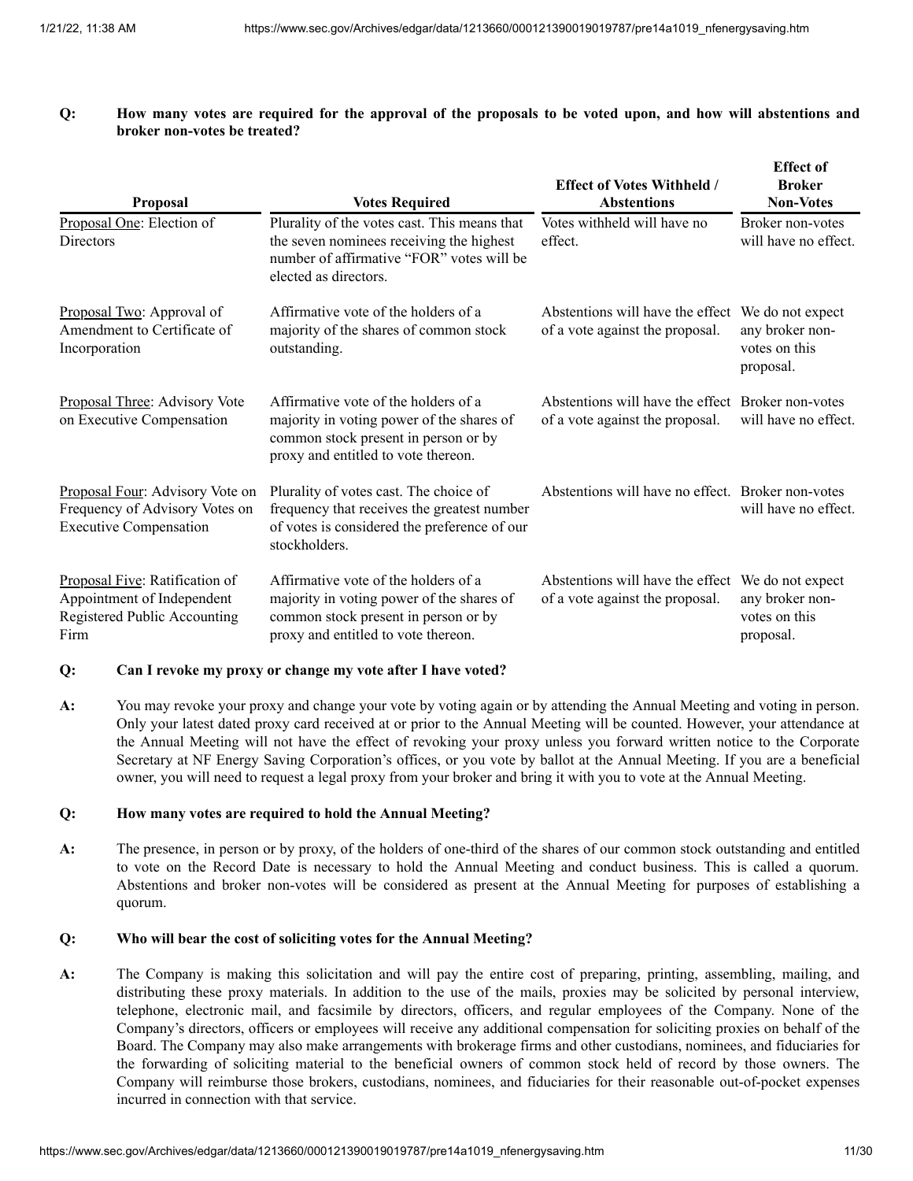**Q: How many votes are required for the approval of the proposals to be voted upon, and how will abstentions and broker non-votes be treated?**

| Proposal | Votes Required | Effect of Votes Withheld / Abstentions | Effect of Broker Non-Votes |
|---|---|---|---|
| Proposal One: Election of Directors | Plurality of the votes cast. This means that the seven nominees receiving the highest number of affirmative "FOR" votes will be elected as directors. | Votes withheld will have no effect. | Broker non-votes will have no effect. |
| Proposal Two: Approval of Amendment to Certificate of Incorporation | Affirmative vote of the holders of a majority of the shares of common stock outstanding. | Abstentions will have the effect of a vote against the proposal. | We do not expect any broker non-votes on this proposal. |
| Proposal Three: Advisory Vote on Executive Compensation | Affirmative vote of the holders of a majority in voting power of the shares of common stock present in person or by proxy and entitled to vote thereon. | Abstentions will have the effect of a vote against the proposal. | Broker non-votes will have no effect. |
| Proposal Four: Advisory Vote on Frequency of Advisory Votes on Executive Compensation | Plurality of votes cast. The choice of frequency that receives the greatest number of votes is considered the preference of our stockholders. | Abstentions will have no effect. | Broker non-votes will have no effect. |
| Proposal Five: Ratification of Appointment of Independent Registered Public Accounting Firm | Affirmative vote of the holders of a majority in voting power of the shares of common stock present in person or by proxy and entitled to vote thereon. | Abstentions will have the effect of a vote against the proposal. | We do not expect any broker non-votes on this proposal. |

**Q: Can I revoke my proxy or change my vote after I have voted?**

A: You may revoke your proxy and change your vote by voting again or by attending the Annual Meeting and voting in person. Only your latest dated proxy card received at or prior to the Annual Meeting will be counted. However, your attendance at the Annual Meeting will not have the effect of revoking your proxy unless you forward written notice to the Corporate Secretary at NF Energy Saving Corporation's offices, or you vote by ballot at the Annual Meeting. If you are a beneficial owner, you will need to request a legal proxy from your broker and bring it with you to vote at the Annual Meeting.

**Q: How many votes are required to hold the Annual Meeting?**

A: The presence, in person or by proxy, of the holders of one-third of the shares of our common stock outstanding and entitled to vote on the Record Date is necessary to hold the Annual Meeting and conduct business. This is called a quorum. Abstentions and broker non-votes will be considered as present at the Annual Meeting for purposes of establishing a quorum.

**Q: Who will bear the cost of soliciting votes for the Annual Meeting?**

A: The Company is making this solicitation and will pay the entire cost of preparing, printing, assembling, mailing, and distributing these proxy materials. In addition to the use of the mails, proxies may be solicited by personal interview, telephone, electronic mail, and facsimile by directors, officers, and regular employees of the Company. None of the Company's directors, officers or employees will receive any additional compensation for soliciting proxies on behalf of the Board. The Company may also make arrangements with brokerage firms and other custodians, nominees, and fiduciaries for the forwarding of soliciting material to the beneficial owners of common stock held of record by those owners. The Company will reimburse those brokers, custodians, nominees, and fiduciaries for their reasonable out-of-pocket expenses incurred in connection with that service.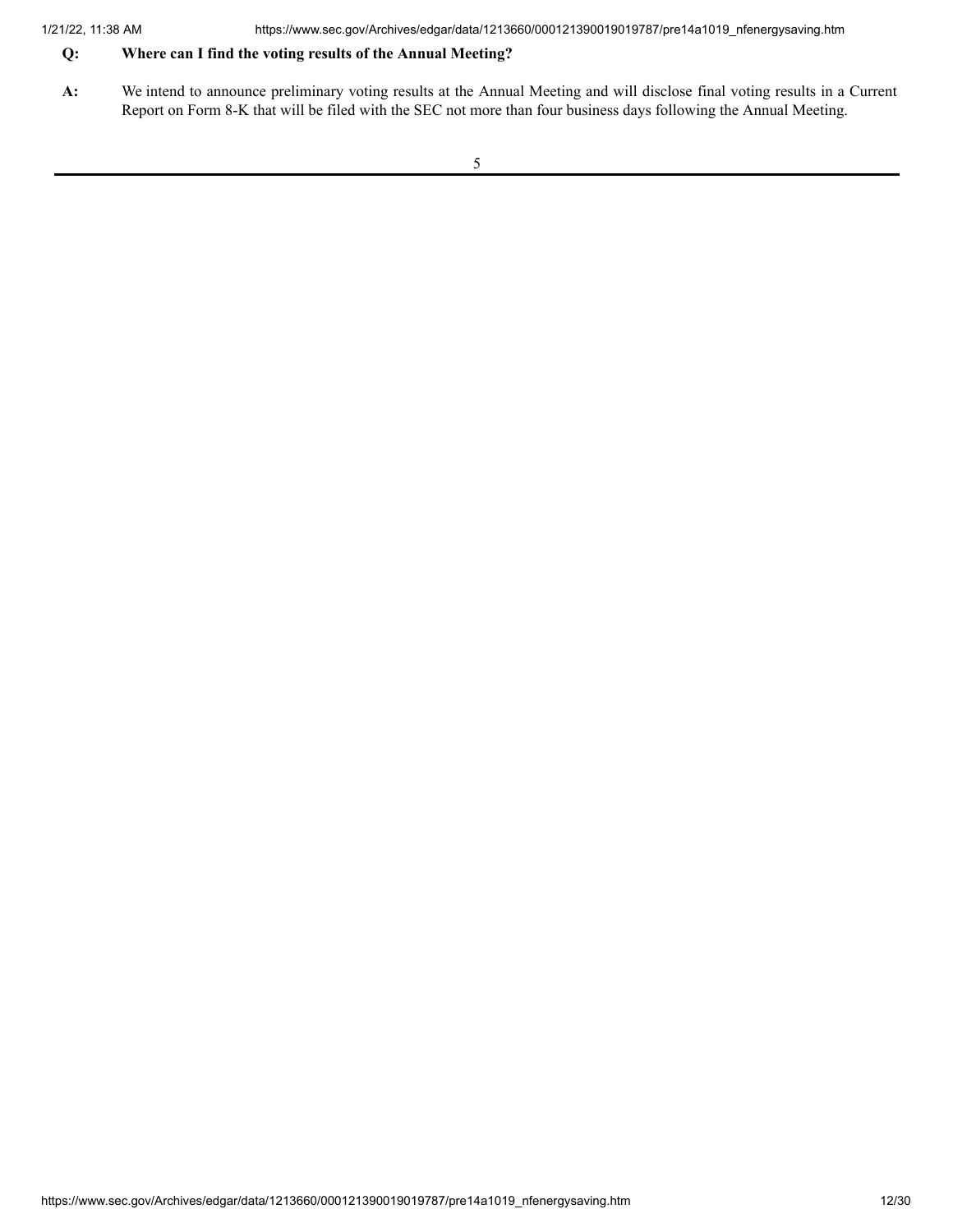**Q: Where can I find the voting results of the Annual Meeting?**

**A:** We intend to announce preliminary voting results at the Annual Meeting and will disclose final voting results in a Current Report on Form 8-K that will be filed with the SEC not more than four business days following the Annual Meeting.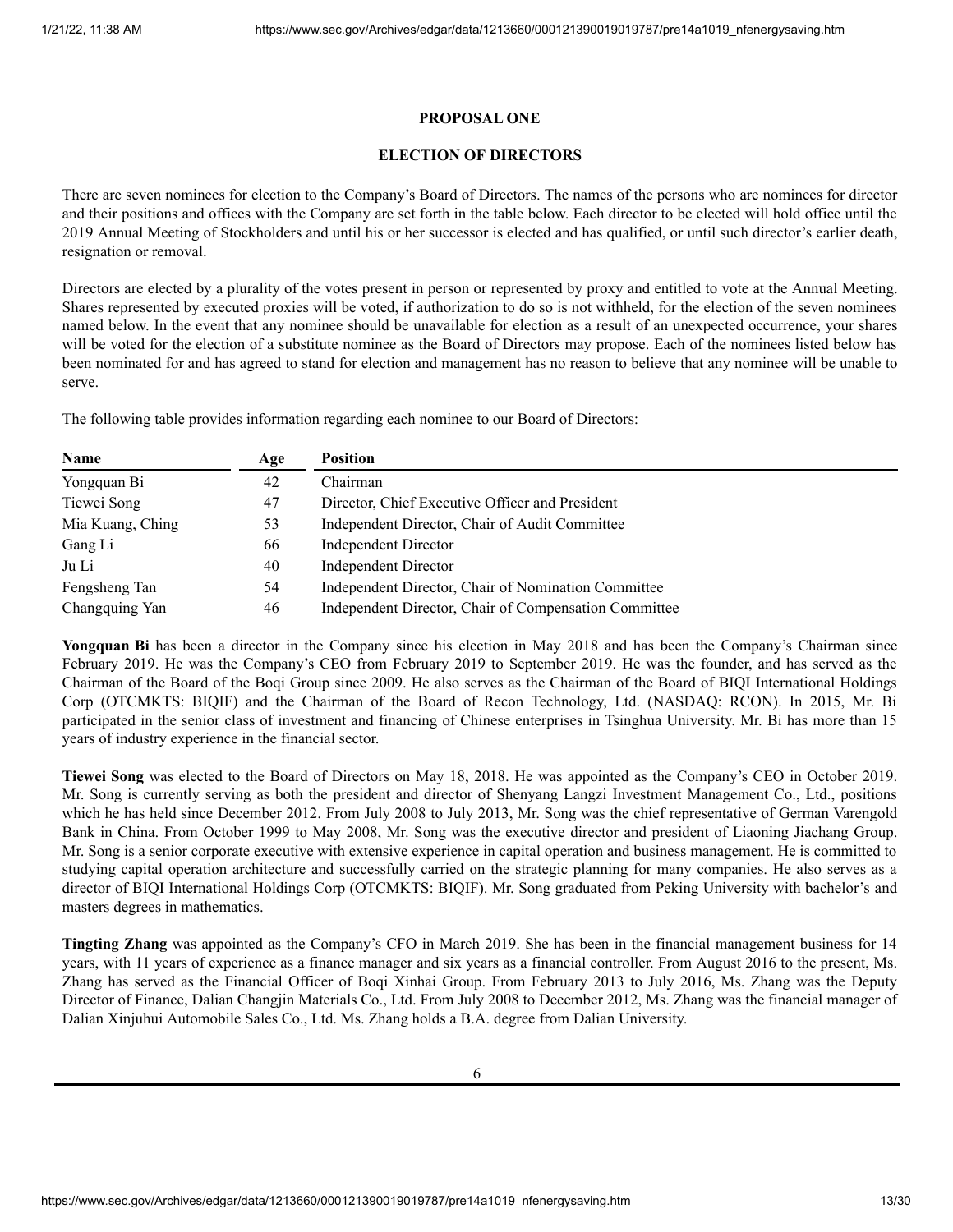**PROPOSAL ONE**

**ELECTION OF DIRECTORS**

There are seven nominees for election to the Company's Board of Directors. The names of the persons who are nominees for director and their positions and offices with the Company are set forth in the table below. Each director to be elected will hold office until the 2019 Annual Meeting of Stockholders and until his or her successor is elected and has qualified, or until such director's earlier death, resignation or removal.

Directors are elected by a plurality of the votes present in person or represented by proxy and entitled to vote at the Annual Meeting. Shares represented by executed proxies will be voted, if authorization to do so is not withheld, for the election of the seven nominees named below. In the event that any nominee should be unavailable for election as a result of an unexpected occurrence, your shares will be voted for the election of a substitute nominee as the Board of Directors may propose. Each of the nominees listed below has been nominated for and has agreed to stand for election and management has no reason to believe that any nominee will be unable to serve.

The following table provides information regarding each nominee to our Board of Directors:

| Name | Age | Position |
| --- | --- | --- |
| Yongquan Bi | 42 | Chairman |
| Tiewei Song | 47 | Director, Chief Executive Officer and President |
| Mia Kuang, Ching | 53 | Independent Director, Chair of Audit Committee |
| Gang Li | 66 | Independent Director |
| Ju Li | 40 | Independent Director |
| Fengsheng Tan | 54 | Independent Director, Chair of Nomination Committee |
| Changquing Yan | 46 | Independent Director, Chair of Compensation Committee |

**Yongquan Bi** has been a director in the Company since his election in May 2018 and has been the Company's Chairman since February 2019. He was the Company's CEO from February 2019 to September 2019. He was the founder, and has served as the Chairman of the Board of the Boqi Group since 2009. He also serves as the Chairman of the Board of BIQI International Holdings Corp (OTCMKTS: BIQIF) and the Chairman of the Board of Recon Technology, Ltd. (NASDAQ: RCON). In 2015, Mr. Bi participated in the senior class of investment and financing of Chinese enterprises in Tsinghua University. Mr. Bi has more than 15 years of industry experience in the financial sector.

**Tiewei Song** was elected to the Board of Directors on May 18, 2018. He was appointed as the Company's CEO in October 2019. Mr. Song is currently serving as both the president and director of Shenyang Langzi Investment Management Co., Ltd., positions which he has held since December 2012. From July 2008 to July 2013, Mr. Song was the chief representative of German Varengold Bank in China. From October 1999 to May 2008, Mr. Song was the executive director and president of Liaoning Jiachang Group. Mr. Song is a senior corporate executive with extensive experience in capital operation and business management. He is committed to studying capital operation architecture and successfully carried on the strategic planning for many companies. He also serves as a director of BIQI International Holdings Corp (OTCMKTS: BIQIF). Mr. Song graduated from Peking University with bachelor's and masters degrees in mathematics.

**Tingting Zhang** was appointed as the Company's CFO in March 2019. She has been in the financial management business for 14 years, with 11 years of experience as a finance manager and six years as a financial controller. From August 2016 to the present, Ms. Zhang has served as the Financial Officer of Boqi Xinhai Group. From February 2013 to July 2016, Ms. Zhang was the Deputy Director of Finance, Dalian Changjin Materials Co., Ltd. From July 2008 to December 2012, Ms. Zhang was the financial manager of Dalian Xinjuhui Automobile Sales Co., Ltd. Ms. Zhang holds a B.A. degree from Dalian University.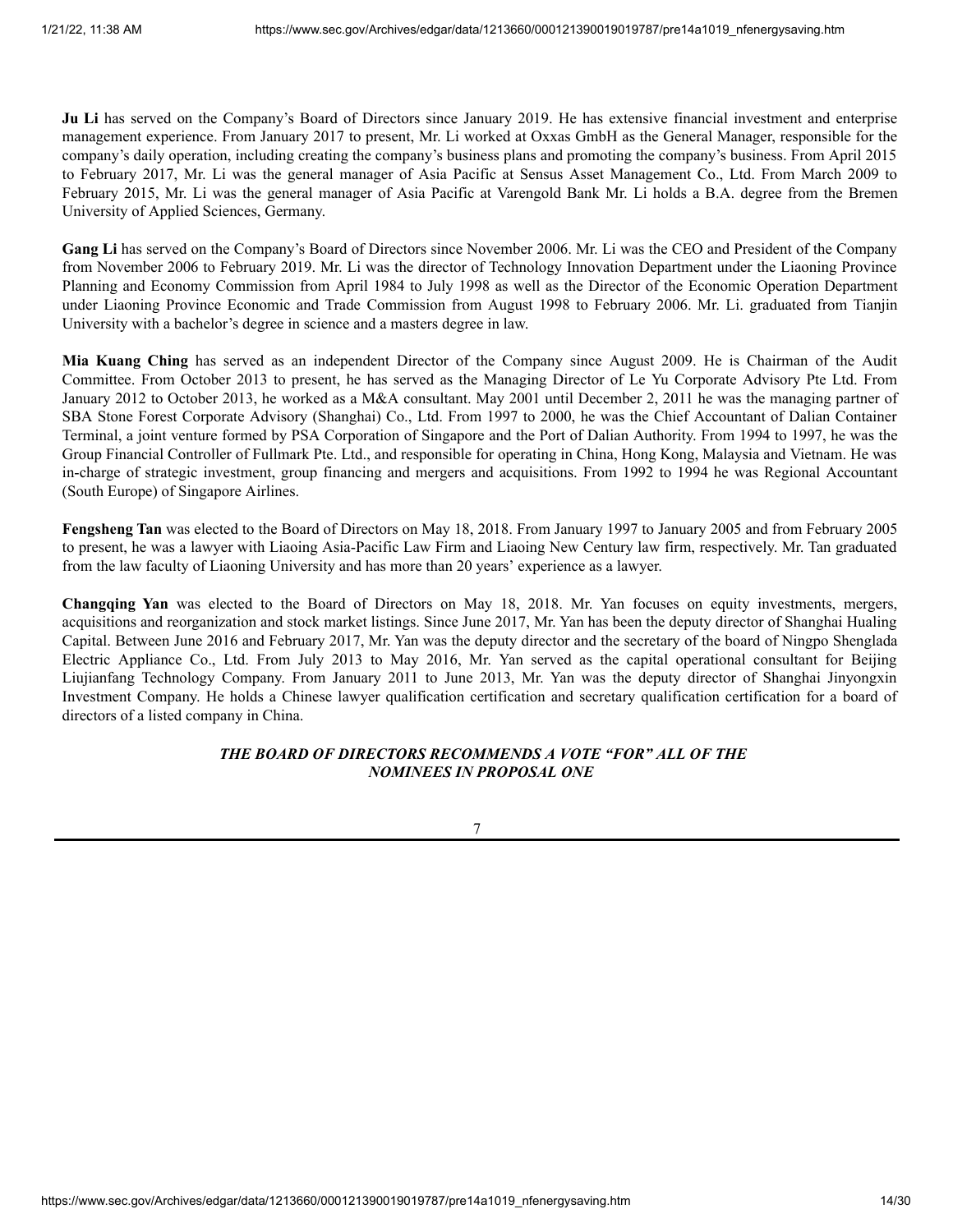**Ju Li** has served on the Company's Board of Directors since January 2019. He has extensive financial investment and enterprise management experience. From January 2017 to present, Mr. Li worked at Oxxas GmbH as the General Manager, responsible for the company's daily operation, including creating the company's business plans and promoting the company's business. From April 2015 to February 2017, Mr. Li was the general manager of Asia Pacific at Sensus Asset Management Co., Ltd. From March 2009 to February 2015, Mr. Li was the general manager of Asia Pacific at Varengold Bank Mr. Li holds a B.A. degree from the Bremen University of Applied Sciences, Germany.

**Gang Li** has served on the Company's Board of Directors since November 2006. Mr. Li was the CEO and President of the Company from November 2006 to February 2019. Mr. Li was the director of Technology Innovation Department under the Liaoning Province Planning and Economy Commission from April 1984 to July 1998 as well as the Director of the Economic Operation Department under Liaoning Province Economic and Trade Commission from August 1998 to February 2006. Mr. Li. graduated from Tianjin University with a bachelor's degree in science and a masters degree in law.

**Mia Kuang Ching** has served as an independent Director of the Company since August 2009. He is Chairman of the Audit Committee. From October 2013 to present, he has served as the Managing Director of Le Yu Corporate Advisory Pte Ltd. From January 2012 to October 2013, he worked as a M&A consultant. May 2001 until December 2, 2011 he was the managing partner of SBA Stone Forest Corporate Advisory (Shanghai) Co., Ltd. From 1997 to 2000, he was the Chief Accountant of Dalian Container Terminal, a joint venture formed by PSA Corporation of Singapore and the Port of Dalian Authority. From 1994 to 1997, he was the Group Financial Controller of Fullmark Pte. Ltd., and responsible for operating in China, Hong Kong, Malaysia and Vietnam. He was in-charge of strategic investment, group financing and mergers and acquisitions. From 1992 to 1994 he was Regional Accountant (South Europe) of Singapore Airlines.

**Fengsheng Tan** was elected to the Board of Directors on May 18, 2018. From January 1997 to January 2005 and from February 2005 to present, he was a lawyer with Liaoing Asia-Pacific Law Firm and Liaoing New Century law firm, respectively. Mr. Tan graduated from the law faculty of Liaoning University and has more than 20 years' experience as a lawyer.

**Changqing Yan** was elected to the Board of Directors on May 18, 2018. Mr. Yan focuses on equity investments, mergers, acquisitions and reorganization and stock market listings. Since June 2017, Mr. Yan has been the deputy director of Shanghai Hualing Capital. Between June 2016 and February 2017, Mr. Yan was the deputy director and the secretary of the board of Ningpo Shenglada Electric Appliance Co., Ltd. From July 2013 to May 2016, Mr. Yan served as the capital operational consultant for Beijing Liujianfang Technology Company. From January 2011 to June 2013, Mr. Yan was the deputy director of Shanghai Jinyongxin Investment Company. He holds a Chinese lawyer qualification certification and secretary qualification certification for a board of directors of a listed company in China.

***THE BOARD OF DIRECTORS RECOMMENDS A VOTE "FOR" ALL OF THE NOMINEES IN PROPOSAL ONE***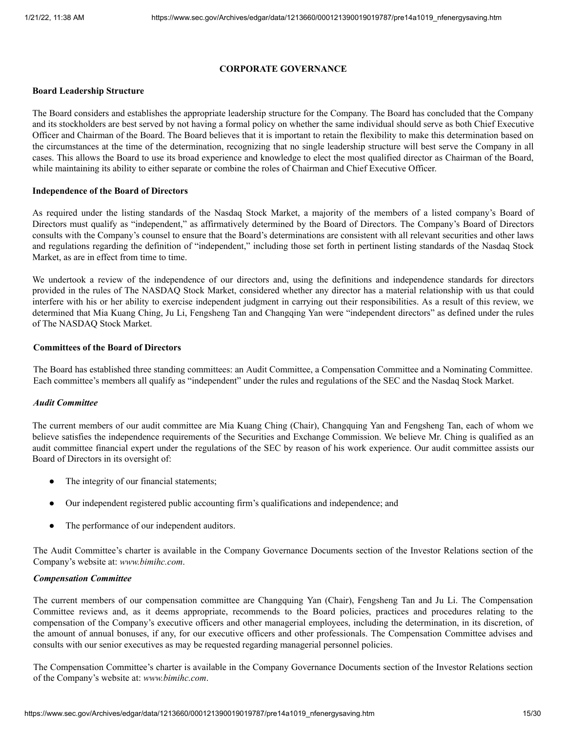## CORPORATE GOVERNANCE

### Board Leadership Structure

The Board considers and establishes the appropriate leadership structure for the Company. The Board has concluded that the Company and its stockholders are best served by not having a formal policy on whether the same individual should serve as both Chief Executive Officer and Chairman of the Board. The Board believes that it is important to retain the flexibility to make this determination based on the circumstances at the time of the determination, recognizing that no single leadership structure will best serve the Company in all cases. This allows the Board to use its broad experience and knowledge to elect the most qualified director as Chairman of the Board, while maintaining its ability to either separate or combine the roles of Chairman and Chief Executive Officer.

### Independence of the Board of Directors

As required under the listing standards of the Nasdaq Stock Market, a majority of the members of a listed company's Board of Directors must qualify as "independent," as affirmatively determined by the Board of Directors. The Company's Board of Directors consults with the Company's counsel to ensure that the Board's determinations are consistent with all relevant securities and other laws and regulations regarding the definition of "independent," including those set forth in pertinent listing standards of the Nasdaq Stock Market, as are in effect from time to time.

We undertook a review of the independence of our directors and, using the definitions and independence standards for directors provided in the rules of The NASDAQ Stock Market, considered whether any director has a material relationship with us that could interfere with his or her ability to exercise independent judgment in carrying out their responsibilities. As a result of this review, we determined that Mia Kuang Ching, Ju Li, Fengsheng Tan and Changqing Yan were "independent directors" as defined under the rules of The NASDAQ Stock Market.

### Committees of the Board of Directors

The Board has established three standing committees: an Audit Committee, a Compensation Committee and a Nominating Committee. Each committee's members all qualify as "independent" under the rules and regulations of the SEC and the Nasdaq Stock Market.

#### *Audit Committee*

The current members of our audit committee are Mia Kuang Ching (Chair), Changquing Yan and Fengsheng Tan, each of whom we believe satisfies the independence requirements of the Securities and Exchange Commission. We believe Mr. Ching is qualified as an audit committee financial expert under the regulations of the SEC by reason of his work experience. Our audit committee assists our Board of Directors in its oversight of:

- The integrity of our financial statements;
- Our independent registered public accounting firm's qualifications and independence; and
- The performance of our independent auditors.

The Audit Committee's charter is available in the Company Governance Documents section of the Investor Relations section of the Company's website at: *www.bimihc.com*.

#### *Compensation Committee*

The current members of our compensation committee are Changquing Yan (Chair), Fengsheng Tan and Ju Li. The Compensation Committee reviews and, as it deems appropriate, recommends to the Board policies, practices and procedures relating to the compensation of the Company's executive officers and other managerial employees, including the determination, in its discretion, of the amount of annual bonuses, if any, for our executive officers and other professionals. The Compensation Committee advises and consults with our senior executives as may be requested regarding managerial personnel policies.

The Compensation Committee's charter is available in the Company Governance Documents section of the Investor Relations section of the Company's website at: *www.bimihc.com*.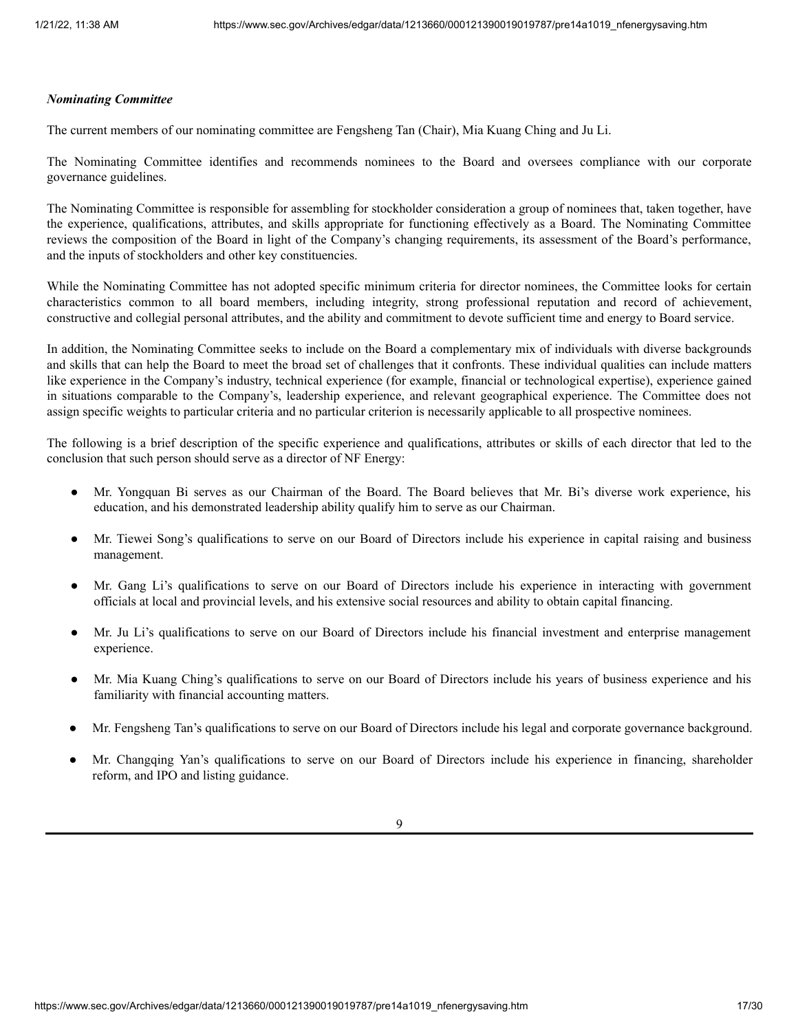***Nominating Committee***

The current members of our nominating committee are Fengsheng Tan (Chair), Mia Kuang Ching and Ju Li.

The Nominating Committee identifies and recommends nominees to the Board and oversees compliance with our corporate governance guidelines.

The Nominating Committee is responsible for assembling for stockholder consideration a group of nominees that, taken together, have the experience, qualifications, attributes, and skills appropriate for functioning effectively as a Board. The Nominating Committee reviews the composition of the Board in light of the Company's changing requirements, its assessment of the Board's performance, and the inputs of stockholders and other key constituencies.

While the Nominating Committee has not adopted specific minimum criteria for director nominees, the Committee looks for certain characteristics common to all board members, including integrity, strong professional reputation and record of achievement, constructive and collegial personal attributes, and the ability and commitment to devote sufficient time and energy to Board service.

In addition, the Nominating Committee seeks to include on the Board a complementary mix of individuals with diverse backgrounds and skills that can help the Board to meet the broad set of challenges that it confronts. These individual qualities can include matters like experience in the Company's industry, technical experience (for example, financial or technological expertise), experience gained in situations comparable to the Company's, leadership experience, and relevant geographical experience. The Committee does not assign specific weights to particular criteria and no particular criterion is necessarily applicable to all prospective nominees.

The following is a brief description of the specific experience and qualifications, attributes or skills of each director that led to the conclusion that such person should serve as a director of NF Energy:

- Mr. Yongquan Bi serves as our Chairman of the Board. The Board believes that Mr. Bi's diverse work experience, his education, and his demonstrated leadership ability qualify him to serve as our Chairman.
- Mr. Tiewei Song's qualifications to serve on our Board of Directors include his experience in capital raising and business management.
- Mr. Gang Li's qualifications to serve on our Board of Directors include his experience in interacting with government officials at local and provincial levels, and his extensive social resources and ability to obtain capital financing.
- Mr. Ju Li's qualifications to serve on our Board of Directors include his financial investment and enterprise management experience.
- Mr. Mia Kuang Ching's qualifications to serve on our Board of Directors include his years of business experience and his familiarity with financial accounting matters.
- Mr. Fengsheng Tan's qualifications to serve on our Board of Directors include his legal and corporate governance background.
- Mr. Changqing Yan's qualifications to serve on our Board of Directors include his experience in financing, shareholder reform, and IPO and listing guidance.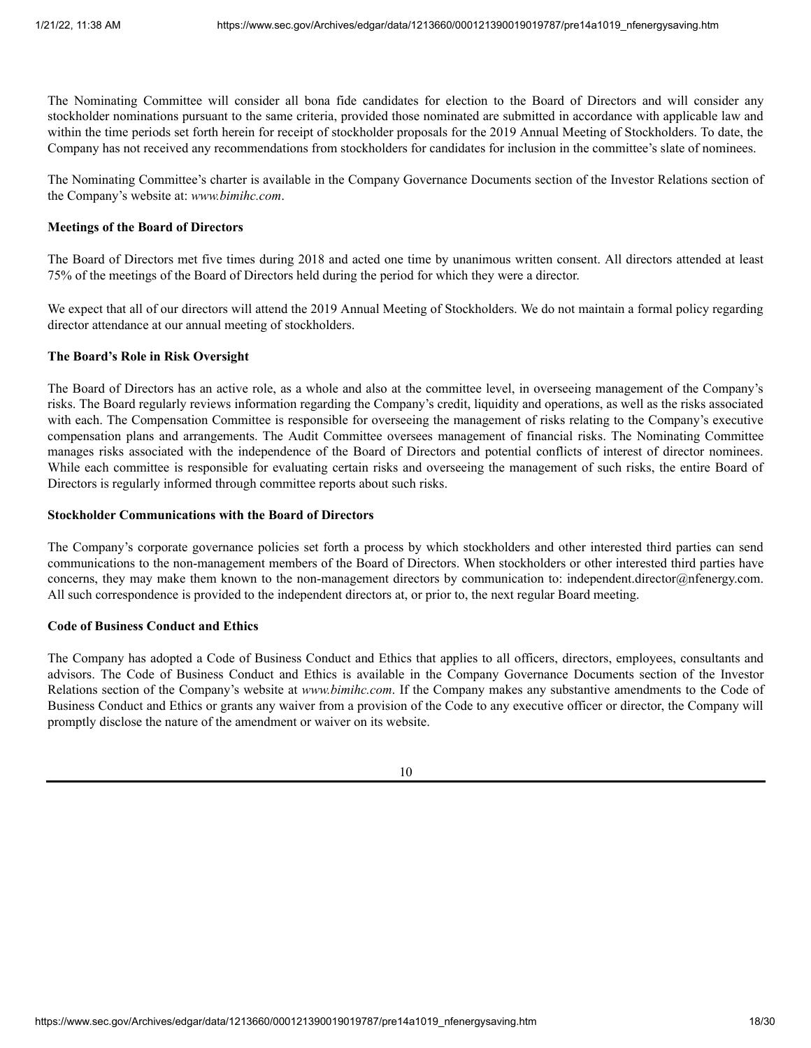The Nominating Committee will consider all bona fide candidates for election to the Board of Directors and will consider any stockholder nominations pursuant to the same criteria, provided those nominated are submitted in accordance with applicable law and within the time periods set forth herein for receipt of stockholder proposals for the 2019 Annual Meeting of Stockholders. To date, the Company has not received any recommendations from stockholders for candidates for inclusion in the committee's slate of nominees.

The Nominating Committee's charter is available in the Company Governance Documents section of the Investor Relations section of the Company's website at: *www.bimihc.com*.

**Meetings of the Board of Directors**

The Board of Directors met five times during 2018 and acted one time by unanimous written consent. All directors attended at least 75% of the meetings of the Board of Directors held during the period for which they were a director.

We expect that all of our directors will attend the 2019 Annual Meeting of Stockholders. We do not maintain a formal policy regarding director attendance at our annual meeting of stockholders.

**The Board's Role in Risk Oversight**

The Board of Directors has an active role, as a whole and also at the committee level, in overseeing management of the Company's risks. The Board regularly reviews information regarding the Company's credit, liquidity and operations, as well as the risks associated with each. The Compensation Committee is responsible for overseeing the management of risks relating to the Company's executive compensation plans and arrangements. The Audit Committee oversees management of financial risks. The Nominating Committee manages risks associated with the independence of the Board of Directors and potential conflicts of interest of director nominees. While each committee is responsible for evaluating certain risks and overseeing the management of such risks, the entire Board of Directors is regularly informed through committee reports about such risks.

**Stockholder Communications with the Board of Directors**

The Company's corporate governance policies set forth a process by which stockholders and other interested third parties can send communications to the non-management members of the Board of Directors. When stockholders or other interested third parties have concerns, they may make them known to the non-management directors by communication to: independent.director@nfenergy.com. All such correspondence is provided to the independent directors at, or prior to, the next regular Board meeting.

**Code of Business Conduct and Ethics**

The Company has adopted a Code of Business Conduct and Ethics that applies to all officers, directors, employees, consultants and advisors. The Code of Business Conduct and Ethics is available in the Company Governance Documents section of the Investor Relations section of the Company's website at *www.bimihc.com*. If the Company makes any substantive amendments to the Code of Business Conduct and Ethics or grants any waiver from a provision of the Code to any executive officer or director, the Company will promptly disclose the nature of the amendment or waiver on its website.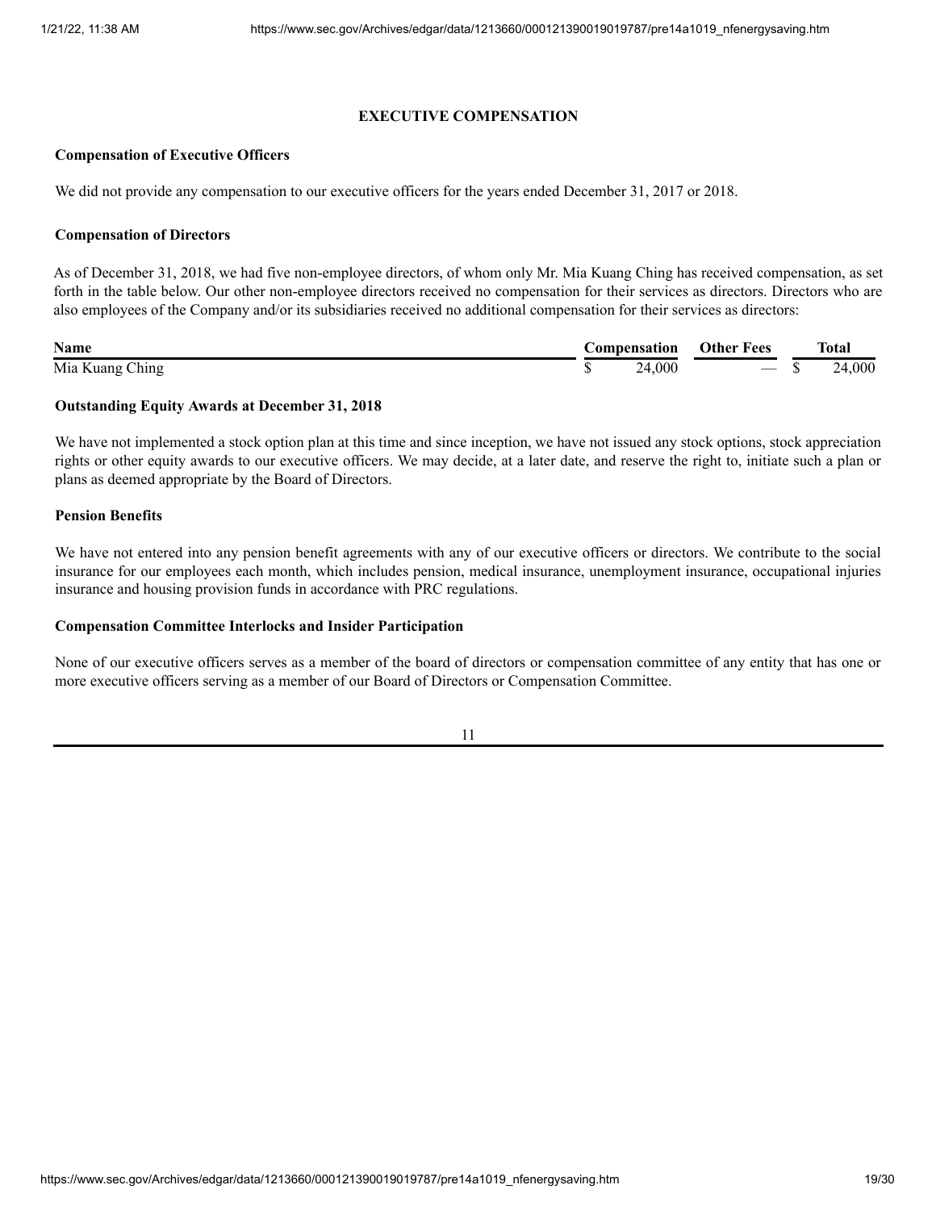## EXECUTIVE COMPENSATION

### Compensation of Executive Officers

We did not provide any compensation to our executive officers for the years ended December 31, 2017 or 2018.

### Compensation of Directors

As of December 31, 2018, we had five non-employee directors, of whom only Mr. Mia Kuang Ching has received compensation, as set forth in the table below. Our other non-employee directors received no compensation for their services as directors. Directors who are also employees of the Company and/or its subsidiaries received no additional compensation for their services as directors:

| Name | Compensation | Other Fees | Total |
|---|---|---|---|
| Mia Kuang Ching | $ 24,000 | — | $ 24,000 |

### Outstanding Equity Awards at December 31, 2018

We have not implemented a stock option plan at this time and since inception, we have not issued any stock options, stock appreciation rights or other equity awards to our executive officers. We may decide, at a later date, and reserve the right to, initiate such a plan or plans as deemed appropriate by the Board of Directors.

### Pension Benefits

We have not entered into any pension benefit agreements with any of our executive officers or directors. We contribute to the social insurance for our employees each month, which includes pension, medical insurance, unemployment insurance, occupational injuries insurance and housing provision funds in accordance with PRC regulations.

### Compensation Committee Interlocks and Insider Participation

None of our executive officers serves as a member of the board of directors or compensation committee of any entity that has one or more executive officers serving as a member of our Board of Directors or Compensation Committee.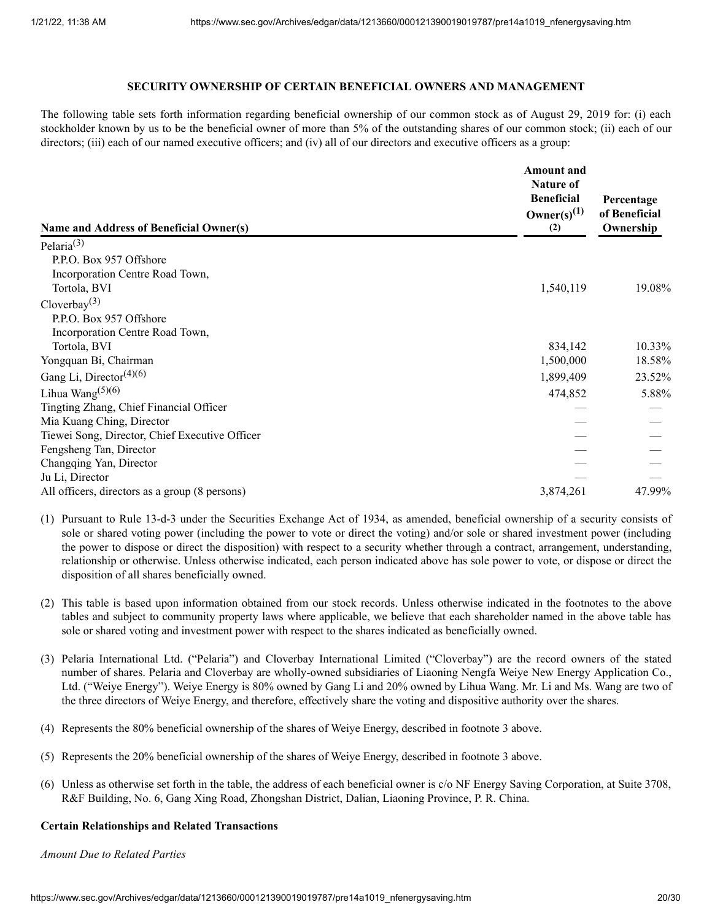**SECURITY OWNERSHIP OF CERTAIN BENEFICIAL OWNERS AND MANAGEMENT**

The following table sets forth information regarding beneficial ownership of our common stock as of August 29, 2019 for: (i) each stockholder known by us to be the beneficial owner of more than 5% of the outstanding shares of our common stock; (ii) each of our directors; (iii) each of our named executive officers; and (iv) all of our directors and executive officers as a group:

| Name and Address of Beneficial Owner(s) | Amount and Nature of Beneficial Owner(s)(1) (2) | Percentage of Beneficial Ownership |
|---|---|---|
| Pelaria(3) P.P.O. Box 957 Offshore Incorporation Centre Road Town, Tortola, BVI | 1,540,119 | 19.08% |
| Cloverbay(3) P.P.O. Box 957 Offshore Incorporation Centre Road Town, Tortola, BVI | 834,142 | 10.33% |
| Yongquan Bi, Chairman | 1,500,000 | 18.58% |
| Gang Li, Director(4)(6) | 1,899,409 | 23.52% |
| Lihua Wang(5)(6) | 474,852 | 5.88% |
| Tingting Zhang, Chief Financial Officer | — | — |
| Mia Kuang Ching, Director | — | — |
| Tiewei Song, Director, Chief Executive Officer | — | — |
| Fengsheng Tan, Director | — | — |
| Changqing Yan, Director | — | — |
| Ju Li, Director | — | — |
| All officers, directors as a group (8 persons) | 3,874,261 | 47.99% |

(1) Pursuant to Rule 13-d-3 under the Securities Exchange Act of 1934, as amended, beneficial ownership of a security consists of sole or shared voting power (including the power to vote or direct the voting) and/or sole or shared investment power (including the power to dispose or direct the disposition) with respect to a security whether through a contract, arrangement, understanding, relationship or otherwise. Unless otherwise indicated, each person indicated above has sole power to vote, or dispose or direct the disposition of all shares beneficially owned.

(2) This table is based upon information obtained from our stock records. Unless otherwise indicated in the footnotes to the above tables and subject to community property laws where applicable, we believe that each shareholder named in the above table has sole or shared voting and investment power with respect to the shares indicated as beneficially owned.

(3) Pelaria International Ltd. ("Pelaria") and Cloverbay International Limited ("Cloverbay") are the record owners of the stated number of shares. Pelaria and Cloverbay are wholly-owned subsidiaries of Liaoning Nengfa Weiye New Energy Application Co., Ltd. ("Weiye Energy"). Weiye Energy is 80% owned by Gang Li and 20% owned by Lihua Wang. Mr. Li and Ms. Wang are two of the three directors of Weiye Energy, and therefore, effectively share the voting and dispositive authority over the shares.

(4) Represents the 80% beneficial ownership of the shares of Weiye Energy, described in footnote 3 above.

(5) Represents the 20% beneficial ownership of the shares of Weiye Energy, described in footnote 3 above.

(6) Unless as otherwise set forth in the table, the address of each beneficial owner is c/o NF Energy Saving Corporation, at Suite 3708, R&F Building, No. 6, Gang Xing Road, Zhongshan District, Dalian, Liaoning Province, P. R. China.

**Certain Relationships and Related Transactions**

*Amount Due to Related Parties*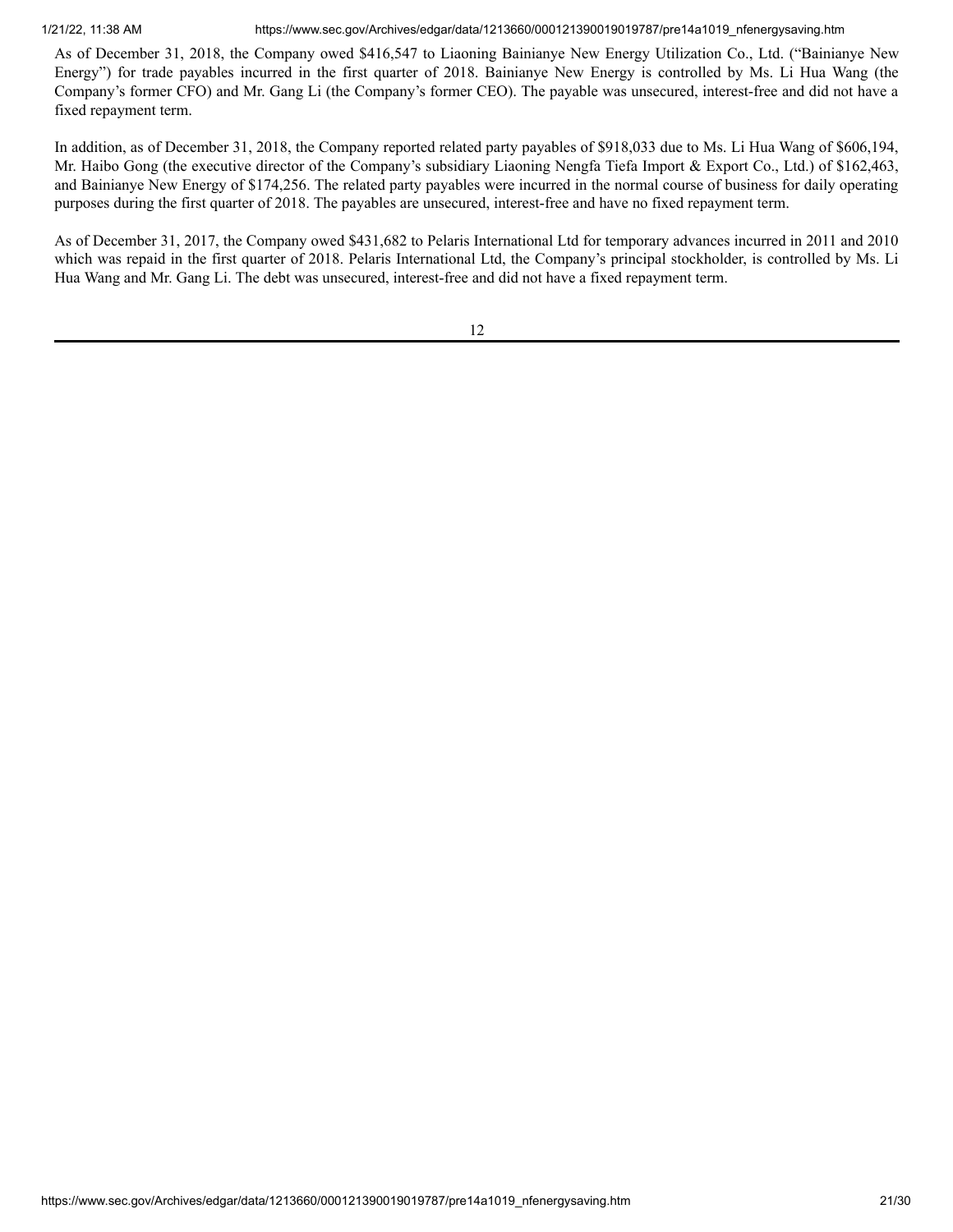As of December 31, 2018, the Company owed $416,547 to Liaoning Bainianye New Energy Utilization Co., Ltd. ("Bainianye New Energy") for trade payables incurred in the first quarter of 2018. Bainianye New Energy is controlled by Ms. Li Hua Wang (the Company's former CFO) and Mr. Gang Li (the Company's former CEO). The payable was unsecured, interest-free and did not have a fixed repayment term.

In addition, as of December 31, 2018, the Company reported related party payables of $918,033 due to Ms. Li Hua Wang of $606,194, Mr. Haibo Gong (the executive director of the Company's subsidiary Liaoning Nengfa Tiefa Import & Export Co., Ltd.) of $162,463, and Bainianye New Energy of $174,256. The related party payables were incurred in the normal course of business for daily operating purposes during the first quarter of 2018. The payables are unsecured, interest-free and have no fixed repayment term.

As of December 31, 2017, the Company owed $431,682 to Pelaris International Ltd for temporary advances incurred in 2011 and 2010 which was repaid in the first quarter of 2018. Pelaris International Ltd, the Company's principal stockholder, is controlled by Ms. Li Hua Wang and Mr. Gang Li. The debt was unsecured, interest-free and did not have a fixed repayment term.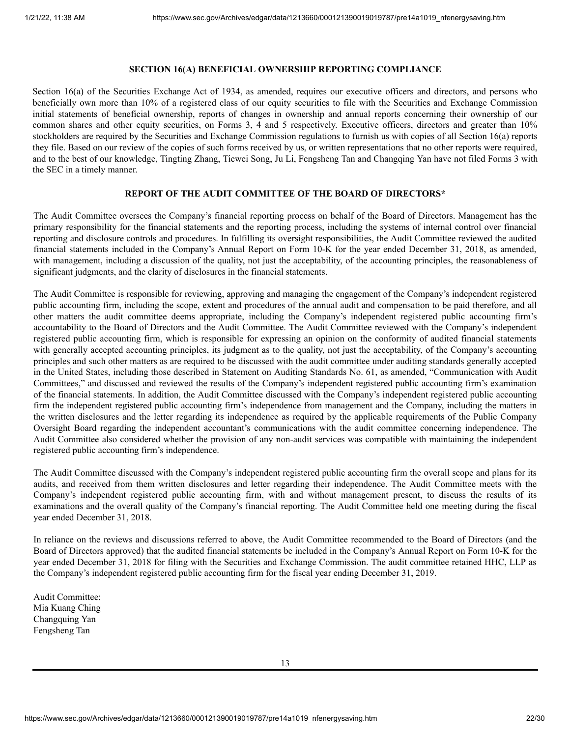## SECTION 16(A) BENEFICIAL OWNERSHIP REPORTING COMPLIANCE

Section 16(a) of the Securities Exchange Act of 1934, as amended, requires our executive officers and directors, and persons who beneficially own more than 10% of a registered class of our equity securities to file with the Securities and Exchange Commission initial statements of beneficial ownership, reports of changes in ownership and annual reports concerning their ownership of our common shares and other equity securities, on Forms 3, 4 and 5 respectively. Executive officers, directors and greater than 10% stockholders are required by the Securities and Exchange Commission regulations to furnish us with copies of all Section 16(a) reports they file. Based on our review of the copies of such forms received by us, or written representations that no other reports were required, and to the best of our knowledge, Tingting Zhang, Tiewei Song, Ju Li, Fengsheng Tan and Changqing Yan have not filed Forms 3 with the SEC in a timely manner.

## REPORT OF THE AUDIT COMMITTEE OF THE BOARD OF DIRECTORS*

The Audit Committee oversees the Company's financial reporting process on behalf of the Board of Directors. Management has the primary responsibility for the financial statements and the reporting process, including the systems of internal control over financial reporting and disclosure controls and procedures. In fulfilling its oversight responsibilities, the Audit Committee reviewed the audited financial statements included in the Company's Annual Report on Form 10-K for the year ended December 31, 2018, as amended, with management, including a discussion of the quality, not just the acceptability, of the accounting principles, the reasonableness of significant judgments, and the clarity of disclosures in the financial statements.

The Audit Committee is responsible for reviewing, approving and managing the engagement of the Company's independent registered public accounting firm, including the scope, extent and procedures of the annual audit and compensation to be paid therefore, and all other matters the audit committee deems appropriate, including the Company's independent registered public accounting firm's accountability to the Board of Directors and the Audit Committee. The Audit Committee reviewed with the Company's independent registered public accounting firm, which is responsible for expressing an opinion on the conformity of audited financial statements with generally accepted accounting principles, its judgment as to the quality, not just the acceptability, of the Company's accounting principles and such other matters as are required to be discussed with the audit committee under auditing standards generally accepted in the United States, including those described in Statement on Auditing Standards No. 61, as amended, "Communication with Audit Committees," and discussed and reviewed the results of the Company's independent registered public accounting firm's examination of the financial statements. In addition, the Audit Committee discussed with the Company's independent registered public accounting firm the independent registered public accounting firm's independence from management and the Company, including the matters in the written disclosures and the letter regarding its independence as required by the applicable requirements of the Public Company Oversight Board regarding the independent accountant's communications with the audit committee concerning independence. The Audit Committee also considered whether the provision of any non-audit services was compatible with maintaining the independent registered public accounting firm's independence.

The Audit Committee discussed with the Company's independent registered public accounting firm the overall scope and plans for its audits, and received from them written disclosures and letter regarding their independence. The Audit Committee meets with the Company's independent registered public accounting firm, with and without management present, to discuss the results of its examinations and the overall quality of the Company's financial reporting. The Audit Committee held one meeting during the fiscal year ended December 31, 2018.

In reliance on the reviews and discussions referred to above, the Audit Committee recommended to the Board of Directors (and the Board of Directors approved) that the audited financial statements be included in the Company's Annual Report on Form 10-K for the year ended December 31, 2018 for filing with the Securities and Exchange Commission. The audit committee retained HHC, LLP as the Company's independent registered public accounting firm for the fiscal year ending December 31, 2019.

Audit Committee:
Mia Kuang Ching
Changquing Yan
Fengsheng Tan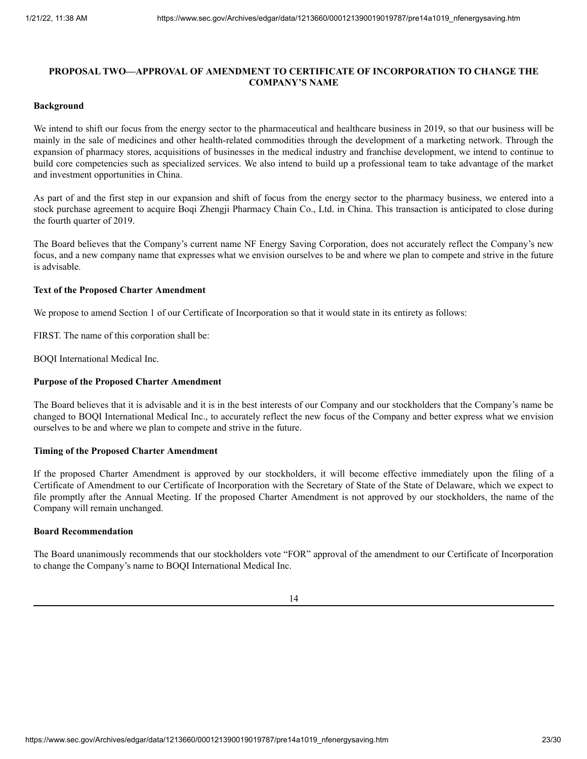## PROPOSAL TWO—APPROVAL OF AMENDMENT TO CERTIFICATE OF INCORPORATION TO CHANGE THE COMPANY'S NAME

**Background**

We intend to shift our focus from the energy sector to the pharmaceutical and healthcare business in 2019, so that our business will be mainly in the sale of medicines and other health-related commodities through the development of a marketing network. Through the expansion of pharmacy stores, acquisitions of businesses in the medical industry and franchise development, we intend to continue to build core competencies such as specialized services. We also intend to build up a professional team to take advantage of the market and investment opportunities in China.

As part of and the first step in our expansion and shift of focus from the energy sector to the pharmacy business, we entered into a stock purchase agreement to acquire Boqi Zhengji Pharmacy Chain Co., Ltd. in China. This transaction is anticipated to close during the fourth quarter of 2019.

The Board believes that the Company's current name NF Energy Saving Corporation, does not accurately reflect the Company's new focus, and a new company name that expresses what we envision ourselves to be and where we plan to compete and strive in the future is advisable.

**Text of the Proposed Charter Amendment**

We propose to amend Section 1 of our Certificate of Incorporation so that it would state in its entirety as follows:

FIRST. The name of this corporation shall be:

BOQI International Medical Inc.

**Purpose of the Proposed Charter Amendment**

The Board believes that it is advisable and it is in the best interests of our Company and our stockholders that the Company's name be changed to BOQI International Medical Inc., to accurately reflect the new focus of the Company and better express what we envision ourselves to be and where we plan to compete and strive in the future.

**Timing of the Proposed Charter Amendment**

If the proposed Charter Amendment is approved by our stockholders, it will become effective immediately upon the filing of a Certificate of Amendment to our Certificate of Incorporation with the Secretary of State of the State of Delaware, which we expect to file promptly after the Annual Meeting. If the proposed Charter Amendment is not approved by our stockholders, the name of the Company will remain unchanged.

**Board Recommendation**

The Board unanimously recommends that our stockholders vote "FOR" approval of the amendment to our Certificate of Incorporation to change the Company's name to BOQI International Medical Inc.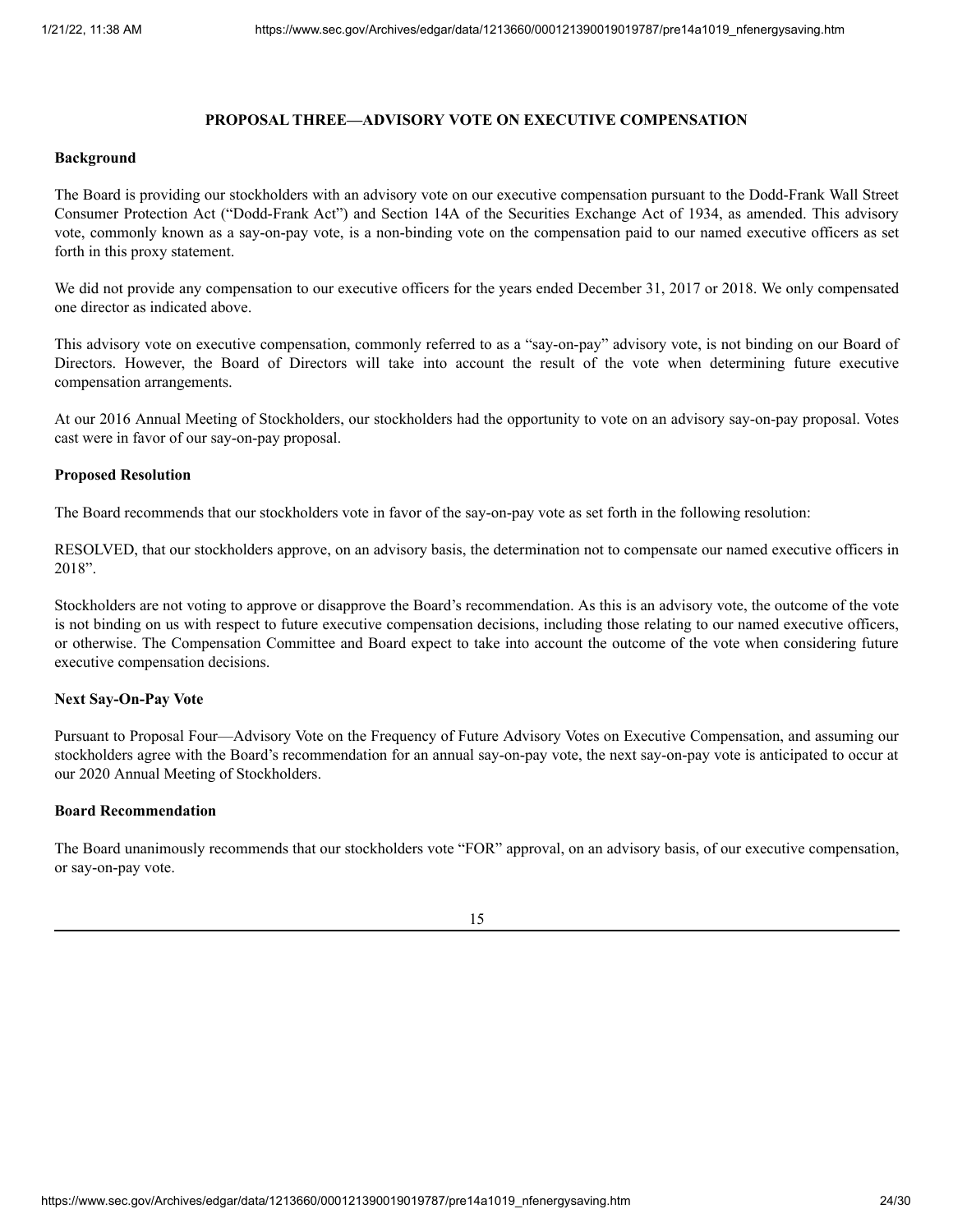## PROPOSAL THREE—ADVISORY VOTE ON EXECUTIVE COMPENSATION

**Background**

The Board is providing our stockholders with an advisory vote on our executive compensation pursuant to the Dodd-Frank Wall Street Consumer Protection Act ("Dodd-Frank Act") and Section 14A of the Securities Exchange Act of 1934, as amended. This advisory vote, commonly known as a say-on-pay vote, is a non-binding vote on the compensation paid to our named executive officers as set forth in this proxy statement.

We did not provide any compensation to our executive officers for the years ended December 31, 2017 or 2018. We only compensated one director as indicated above.

This advisory vote on executive compensation, commonly referred to as a "say-on-pay" advisory vote, is not binding on our Board of Directors. However, the Board of Directors will take into account the result of the vote when determining future executive compensation arrangements.

At our 2016 Annual Meeting of Stockholders, our stockholders had the opportunity to vote on an advisory say-on-pay proposal. Votes cast were in favor of our say-on-pay proposal.

**Proposed Resolution**

The Board recommends that our stockholders vote in favor of the say-on-pay vote as set forth in the following resolution:

RESOLVED, that our stockholders approve, on an advisory basis, the determination not to compensate our named executive officers in 2018".

Stockholders are not voting to approve or disapprove the Board's recommendation. As this is an advisory vote, the outcome of the vote is not binding on us with respect to future executive compensation decisions, including those relating to our named executive officers, or otherwise. The Compensation Committee and Board expect to take into account the outcome of the vote when considering future executive compensation decisions.

**Next Say-On-Pay Vote**

Pursuant to Proposal Four—Advisory Vote on the Frequency of Future Advisory Votes on Executive Compensation, and assuming our stockholders agree with the Board's recommendation for an annual say-on-pay vote, the next say-on-pay vote is anticipated to occur at our 2020 Annual Meeting of Stockholders.

**Board Recommendation**

The Board unanimously recommends that our stockholders vote "FOR" approval, on an advisory basis, of our executive compensation, or say-on-pay vote.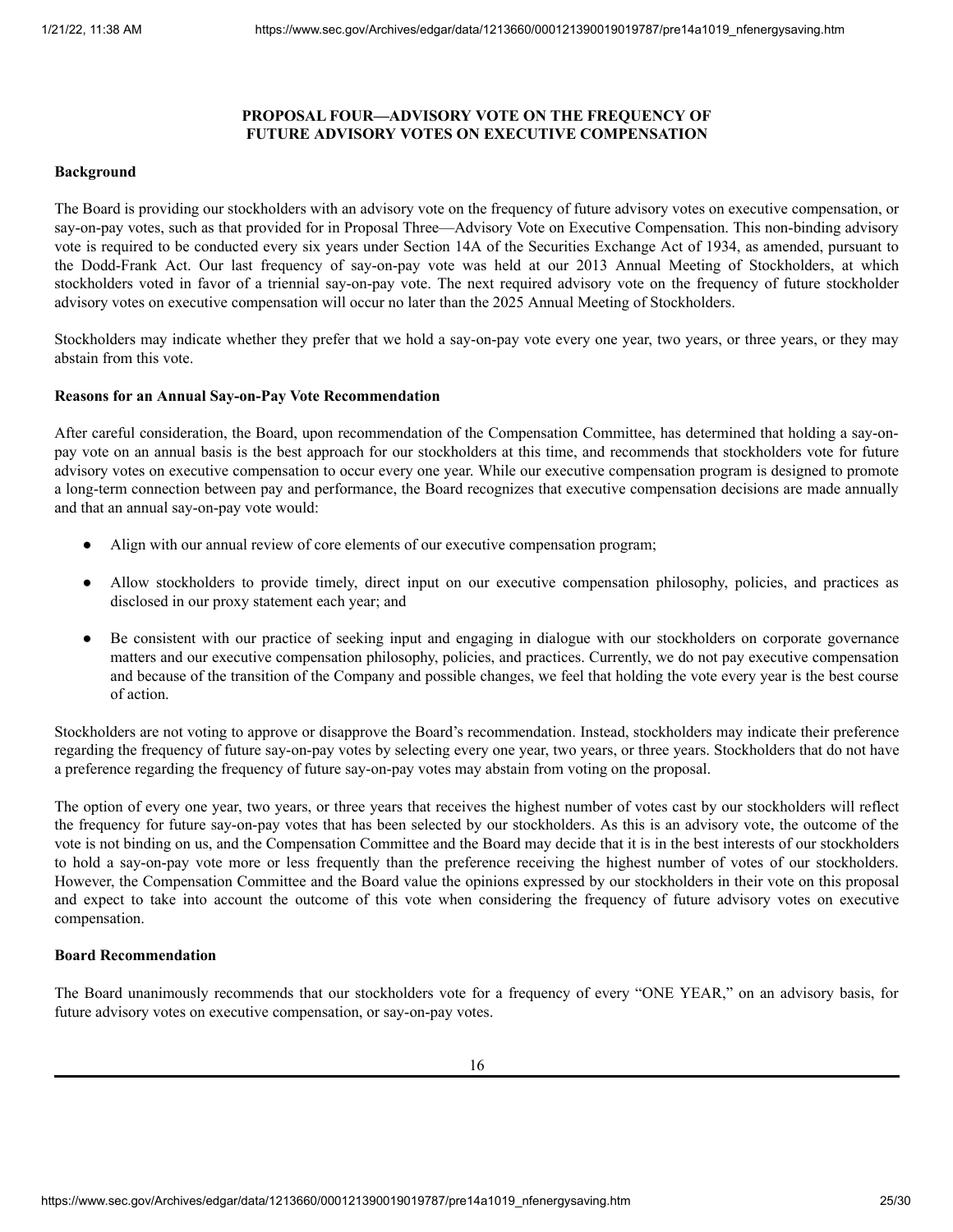## PROPOSAL FOUR—ADVISORY VOTE ON THE FREQUENCY OF FUTURE ADVISORY VOTES ON EXECUTIVE COMPENSATION

### Background

The Board is providing our stockholders with an advisory vote on the frequency of future advisory votes on executive compensation, or say-on-pay votes, such as that provided for in Proposal Three—Advisory Vote on Executive Compensation. This non-binding advisory vote is required to be conducted every six years under Section 14A of the Securities Exchange Act of 1934, as amended, pursuant to the Dodd-Frank Act. Our last frequency of say-on-pay vote was held at our 2013 Annual Meeting of Stockholders, at which stockholders voted in favor of a triennial say-on-pay vote. The next required advisory vote on the frequency of future stockholder advisory votes on executive compensation will occur no later than the 2025 Annual Meeting of Stockholders.

Stockholders may indicate whether they prefer that we hold a say-on-pay vote every one year, two years, or three years, or they may abstain from this vote.

### Reasons for an Annual Say-on-Pay Vote Recommendation

After careful consideration, the Board, upon recommendation of the Compensation Committee, has determined that holding a say-on-pay vote on an annual basis is the best approach for our stockholders at this time, and recommends that stockholders vote for future advisory votes on executive compensation to occur every one year. While our executive compensation program is designed to promote a long-term connection between pay and performance, the Board recognizes that executive compensation decisions are made annually and that an annual say-on-pay vote would:

- Align with our annual review of core elements of our executive compensation program;
- Allow stockholders to provide timely, direct input on our executive compensation philosophy, policies, and practices as disclosed in our proxy statement each year; and
- Be consistent with our practice of seeking input and engaging in dialogue with our stockholders on corporate governance matters and our executive compensation philosophy, policies, and practices. Currently, we do not pay executive compensation and because of the transition of the Company and possible changes, we feel that holding the vote every year is the best course of action.

Stockholders are not voting to approve or disapprove the Board's recommendation. Instead, stockholders may indicate their preference regarding the frequency of future say-on-pay votes by selecting every one year, two years, or three years. Stockholders that do not have a preference regarding the frequency of future say-on-pay votes may abstain from voting on the proposal.

The option of every one year, two years, or three years that receives the highest number of votes cast by our stockholders will reflect the frequency for future say-on-pay votes that has been selected by our stockholders. As this is an advisory vote, the outcome of the vote is not binding on us, and the Compensation Committee and the Board may decide that it is in the best interests of our stockholders to hold a say-on-pay vote more or less frequently than the preference receiving the highest number of votes of our stockholders. However, the Compensation Committee and the Board value the opinions expressed by our stockholders in their vote on this proposal and expect to take into account the outcome of this vote when considering the frequency of future advisory votes on executive compensation.

### Board Recommendation

The Board unanimously recommends that our stockholders vote for a frequency of every "ONE YEAR," on an advisory basis, for future advisory votes on executive compensation, or say-on-pay votes.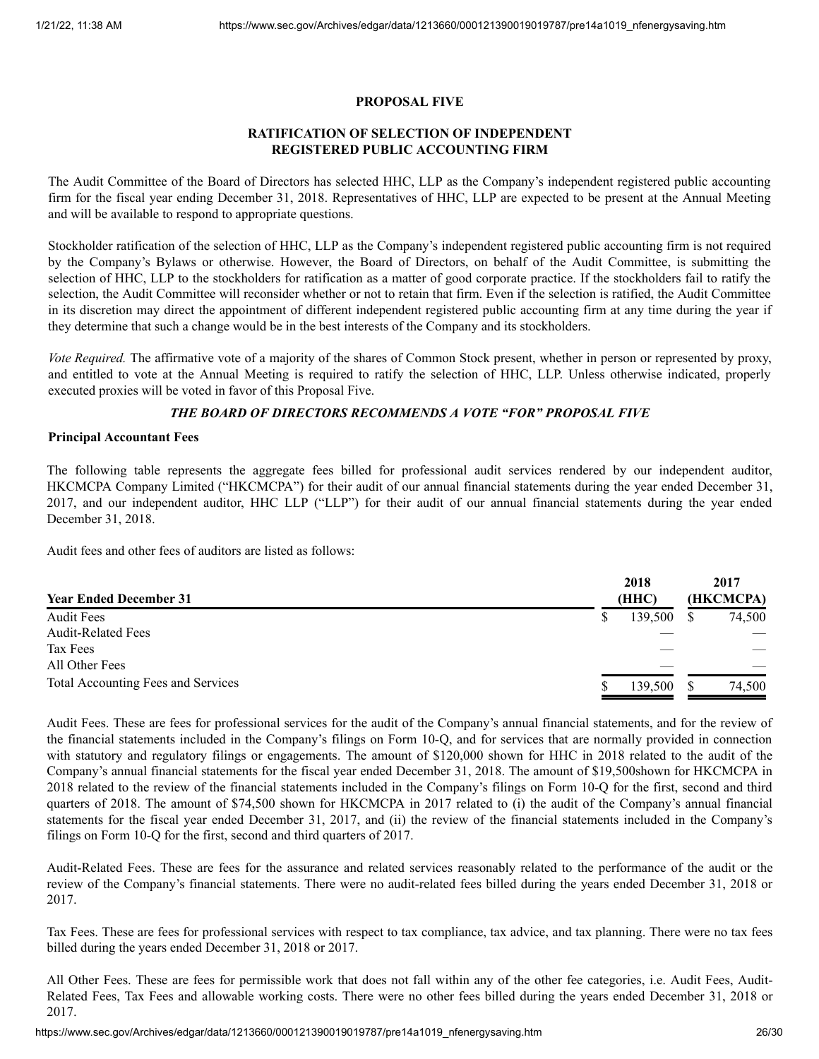**PROPOSAL FIVE**

**RATIFICATION OF SELECTION OF INDEPENDENT REGISTERED PUBLIC ACCOUNTING FIRM**

The Audit Committee of the Board of Directors has selected HHC, LLP as the Company's independent registered public accounting firm for the fiscal year ending December 31, 2018. Representatives of HHC, LLP are expected to be present at the Annual Meeting and will be available to respond to appropriate questions.

Stockholder ratification of the selection of HHC, LLP as the Company's independent registered public accounting firm is not required by the Company's Bylaws or otherwise. However, the Board of Directors, on behalf of the Audit Committee, is submitting the selection of HHC, LLP to the stockholders for ratification as a matter of good corporate practice. If the stockholders fail to ratify the selection, the Audit Committee will reconsider whether or not to retain that firm. Even if the selection is ratified, the Audit Committee in its discretion may direct the appointment of different independent registered public accounting firm at any time during the year if they determine that such a change would be in the best interests of the Company and its stockholders.

*Vote Required.* The affirmative vote of a majority of the shares of Common Stock present, whether in person or represented by proxy, and entitled to vote at the Annual Meeting is required to ratify the selection of HHC, LLP. Unless otherwise indicated, properly executed proxies will be voted in favor of this Proposal Five.

***THE BOARD OF DIRECTORS RECOMMENDS A VOTE "FOR" PROPOSAL FIVE***

**Principal Accountant Fees**

The following table represents the aggregate fees billed for professional audit services rendered by our independent auditor, HKCMCPA Company Limited ("HKCMCPA") for their audit of our annual financial statements during the year ended December 31, 2017, and our independent auditor, HHC LLP ("LLP") for their audit of our annual financial statements during the year ended December 31, 2018.

Audit fees and other fees of auditors are listed as follows:

| Year Ended December 31 | 2018 (HHC) | 2017 (HKCMCPA) |
|---|---|---|
| Audit Fees | $ 139,500 | $ 74,500 |
| Audit-Related Fees | — | — |
| Tax Fees | — | — |
| All Other Fees | — | — |
| Total Accounting Fees and Services | $ 139,500 | $ 74,500 |

Audit Fees. These are fees for professional services for the audit of the Company's annual financial statements, and for the review of the financial statements included in the Company's filings on Form 10-Q, and for services that are normally provided in connection with statutory and regulatory filings or engagements. The amount of $120,000 shown for HHC in 2018 related to the audit of the Company's annual financial statements for the fiscal year ended December 31, 2018. The amount of $19,500shown for HKCMCPA in 2018 related to the review of the financial statements included in the Company's filings on Form 10-Q for the first, second and third quarters of 2018. The amount of $74,500 shown for HKCMCPA in 2017 related to (i) the audit of the Company's annual financial statements for the fiscal year ended December 31, 2017, and (ii) the review of the financial statements included in the Company's filings on Form 10-Q for the first, second and third quarters of 2017.

Audit-Related Fees. These are fees for the assurance and related services reasonably related to the performance of the audit or the review of the Company's financial statements. There were no audit-related fees billed during the years ended December 31, 2018 or 2017.

Tax Fees. These are fees for professional services with respect to tax compliance, tax advice, and tax planning. There were no tax fees billed during the years ended December 31, 2018 or 2017.

All Other Fees. These are fees for permissible work that does not fall within any of the other fee categories, i.e. Audit Fees, Audit-Related Fees, Tax Fees and allowable working costs. There were no other fees billed during the years ended December 31, 2018 or 2017.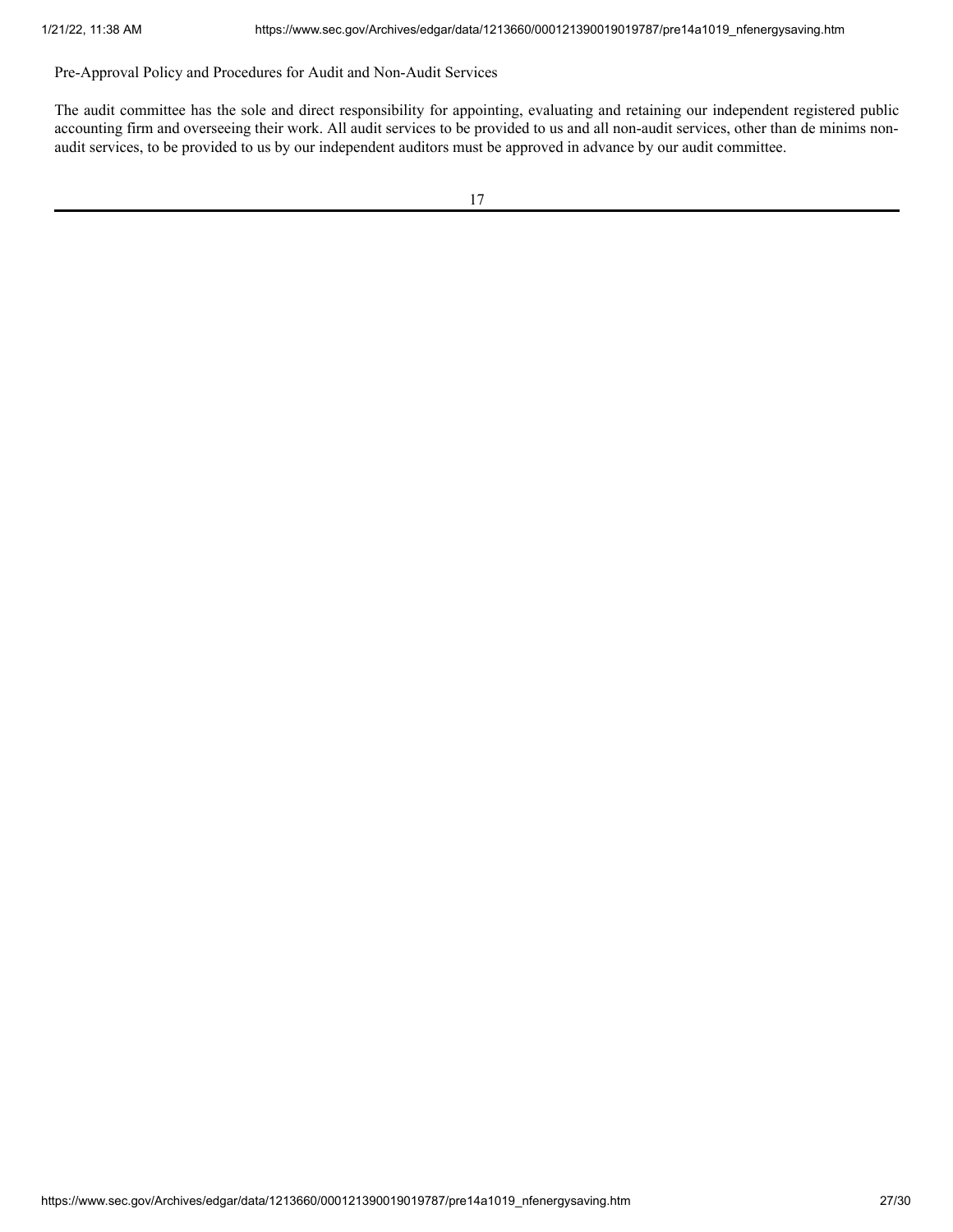Pre-Approval Policy and Procedures for Audit and Non-Audit Services

The audit committee has the sole and direct responsibility for appointing, evaluating and retaining our independent registered public accounting firm and overseeing their work. All audit services to be provided to us and all non-audit services, other than de minims non-audit services, to be provided to us by our independent auditors must be approved in advance by our audit committee.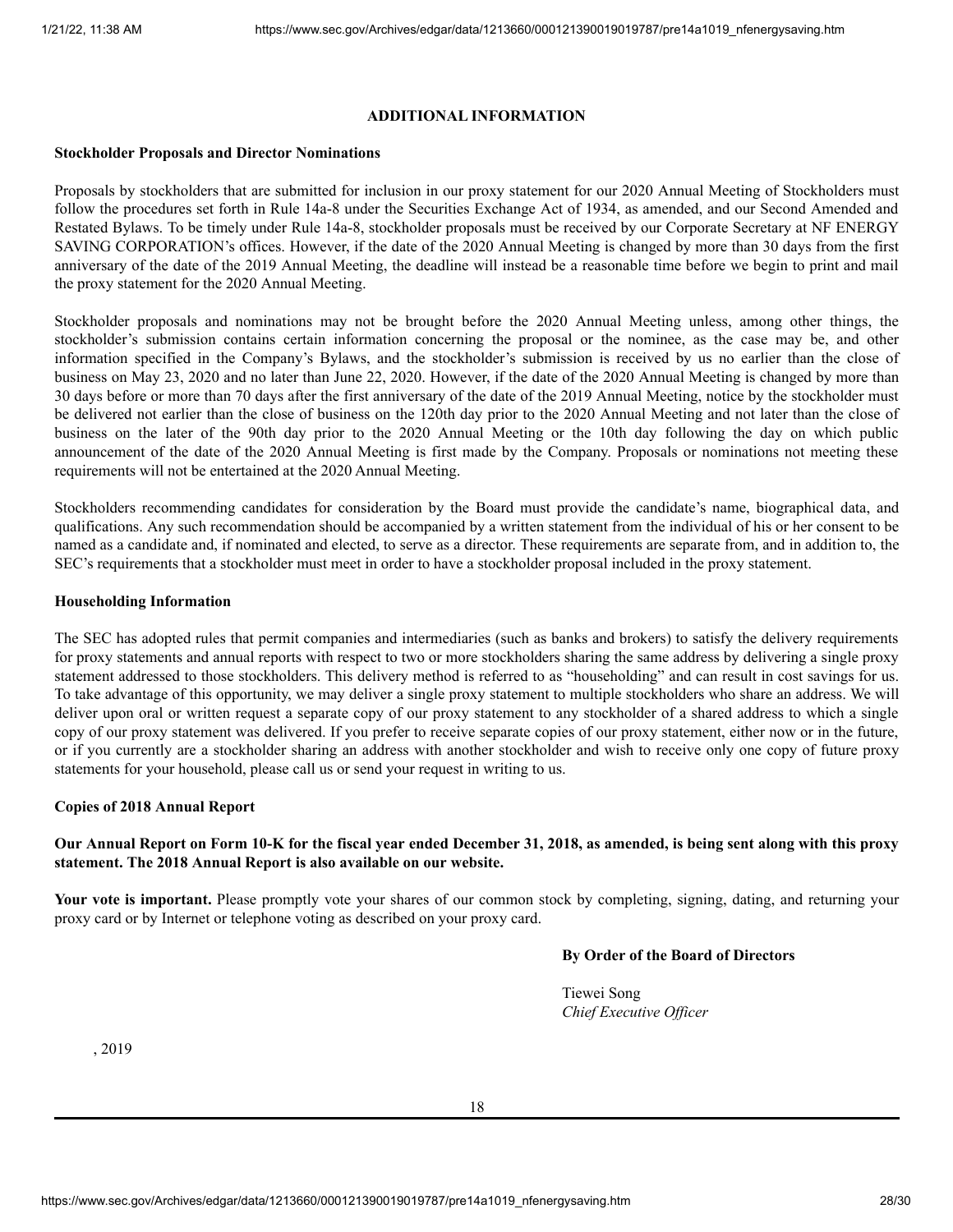## ADDITIONAL INFORMATION

**Stockholder Proposals and Director Nominations**

Proposals by stockholders that are submitted for inclusion in our proxy statement for our 2020 Annual Meeting of Stockholders must follow the procedures set forth in Rule 14a-8 under the Securities Exchange Act of 1934, as amended, and our Second Amended and Restated Bylaws. To be timely under Rule 14a-8, stockholder proposals must be received by our Corporate Secretary at NF ENERGY SAVING CORPORATION's offices. However, if the date of the 2020 Annual Meeting is changed by more than 30 days from the first anniversary of the date of the 2019 Annual Meeting, the deadline will instead be a reasonable time before we begin to print and mail the proxy statement for the 2020 Annual Meeting.

Stockholder proposals and nominations may not be brought before the 2020 Annual Meeting unless, among other things, the stockholder's submission contains certain information concerning the proposal or the nominee, as the case may be, and other information specified in the Company's Bylaws, and the stockholder's submission is received by us no earlier than the close of business on May 23, 2020 and no later than June 22, 2020. However, if the date of the 2020 Annual Meeting is changed by more than 30 days before or more than 70 days after the first anniversary of the date of the 2019 Annual Meeting, notice by the stockholder must be delivered not earlier than the close of business on the 120th day prior to the 2020 Annual Meeting and not later than the close of business on the later of the 90th day prior to the 2020 Annual Meeting or the 10th day following the day on which public announcement of the date of the 2020 Annual Meeting is first made by the Company. Proposals or nominations not meeting these requirements will not be entertained at the 2020 Annual Meeting.

Stockholders recommending candidates for consideration by the Board must provide the candidate's name, biographical data, and qualifications. Any such recommendation should be accompanied by a written statement from the individual of his or her consent to be named as a candidate and, if nominated and elected, to serve as a director. These requirements are separate from, and in addition to, the SEC's requirements that a stockholder must meet in order to have a stockholder proposal included in the proxy statement.

**Householding Information**

The SEC has adopted rules that permit companies and intermediaries (such as banks and brokers) to satisfy the delivery requirements for proxy statements and annual reports with respect to two or more stockholders sharing the same address by delivering a single proxy statement addressed to those stockholders. This delivery method is referred to as "householding" and can result in cost savings for us. To take advantage of this opportunity, we may deliver a single proxy statement to multiple stockholders who share an address. We will deliver upon oral or written request a separate copy of our proxy statement to any stockholder of a shared address to which a single copy of our proxy statement was delivered. If you prefer to receive separate copies of our proxy statement, either now or in the future, or if you currently are a stockholder sharing an address with another stockholder and wish to receive only one copy of future proxy statements for your household, please call us or send your request in writing to us.

**Copies of 2018 Annual Report**

**Our Annual Report on Form 10-K for the fiscal year ended December 31, 2018, as amended, is being sent along with this proxy statement. The 2018 Annual Report is also available on our website.**

**Your vote is important.** Please promptly vote your shares of our common stock by completing, signing, dating, and returning your proxy card or by Internet or telephone voting as described on your proxy card.

**By Order of the Board of Directors**

Tiewei Song
*Chief Executive Officer*

, 2019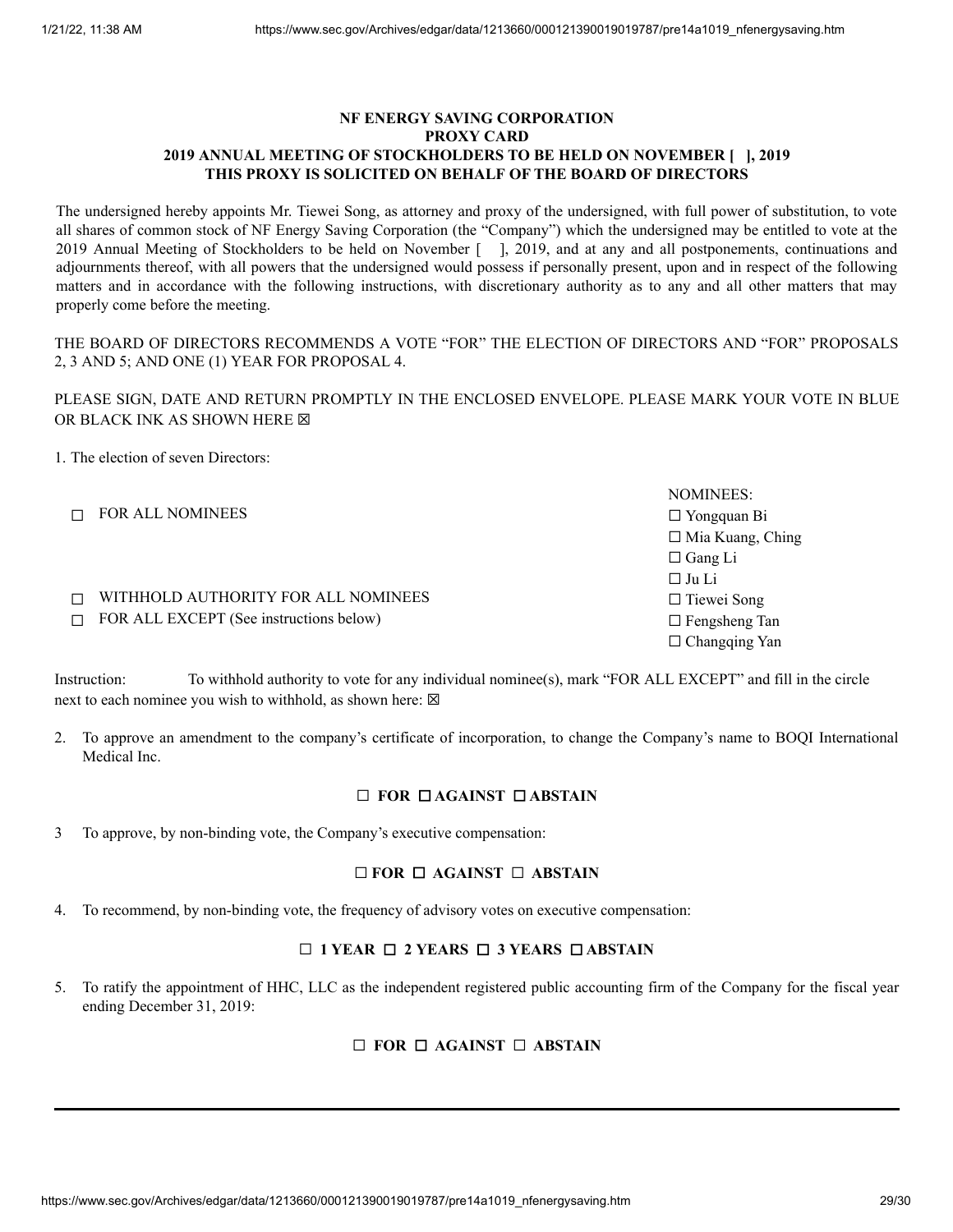**NF ENERGY SAVING CORPORATION**
**PROXY CARD**
**2019 ANNUAL MEETING OF STOCKHOLDERS TO BE HELD ON NOVEMBER [ ], 2019**
**THIS PROXY IS SOLICITED ON BEHALF OF THE BOARD OF DIRECTORS**

The undersigned hereby appoints Mr. Tiewei Song, as attorney and proxy of the undersigned, with full power of substitution, to vote all shares of common stock of NF Energy Saving Corporation (the "Company") which the undersigned may be entitled to vote at the 2019 Annual Meeting of Stockholders to be held on November [ ], 2019, and at any and all postponements, continuations and adjournments thereof, with all powers that the undersigned would possess if personally present, upon and in respect of the following matters and in accordance with the following instructions, with discretionary authority as to any and all other matters that may properly come before the meeting.

THE BOARD OF DIRECTORS RECOMMENDS A VOTE "FOR" THE ELECTION OF DIRECTORS AND "FOR" PROPOSALS 2, 3 AND 5; AND ONE (1) YEAR FOR PROPOSAL 4.

PLEASE SIGN, DATE AND RETURN PROMPTLY IN THE ENCLOSED ENVELOPE. PLEASE MARK YOUR VOTE IN BLUE OR BLACK INK AS SHOWN HERE ☒

1. The election of seven Directors:

☐ FOR ALL NOMINEES

☐ WITHHOLD AUTHORITY FOR ALL NOMINEES

☐ FOR ALL EXCEPT (See instructions below)

NOMINEES:
☐ Yongquan Bi
☐ Mia Kuang, Ching
☐ Gang Li
☐ Ju Li
☐ Tiewei Song
☐ Fengsheng Tan
☐ Changqing Yan

Instruction: To withhold authority to vote for any individual nominee(s), mark "FOR ALL EXCEPT" and fill in the circle next to each nominee you wish to withhold, as shown here: ☒

2. To approve an amendment to the company's certificate of incorporation, to change the Company's name to BOQI International Medical Inc.

**☐ FOR ☐ AGAINST ☐ ABSTAIN**

3 To approve, by non-binding vote, the Company's executive compensation:

**☐ FOR ☐ AGAINST ☐ ABSTAIN**

4. To recommend, by non-binding vote, the frequency of advisory votes on executive compensation:

**☐ 1 YEAR ☐ 2 YEARS ☐ 3 YEARS ☐ ABSTAIN**

5. To ratify the appointment of HHC, LLC as the independent registered public accounting firm of the Company for the fiscal year ending December 31, 2019:

**☐ FOR ☐ AGAINST ☐ ABSTAIN**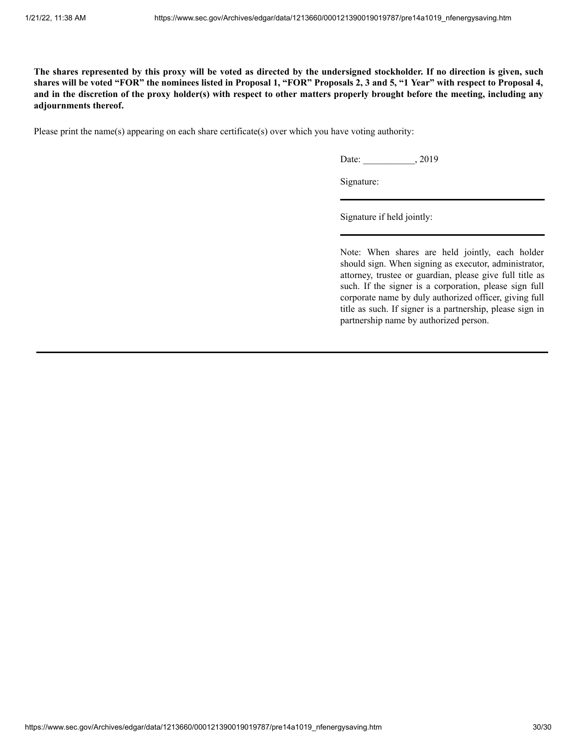**The shares represented by this proxy will be voted as directed by the undersigned stockholder. If no direction is given, such shares will be voted “FOR” the nominees listed in Proposal 1, “FOR” Proposals 2, 3 and 5, “1 Year” with respect to Proposal 4, and in the discretion of the proxy holder(s) with respect to other matters properly brought before the meeting, including any adjournments thereof.**

Please print the name(s) appearing on each share certificate(s) over which you have voting authority:

Date: ___________, 2019

Signature:

_______________________________

Signature if held jointly:

_______________________________

Note: When shares are held jointly, each holder should sign. When signing as executor, administrator, attorney, trustee or guardian, please give full title as such. If the signer is a corporation, please sign full corporate name by duly authorized officer, giving full title as such. If signer is a partnership, please sign in partnership name by authorized person.